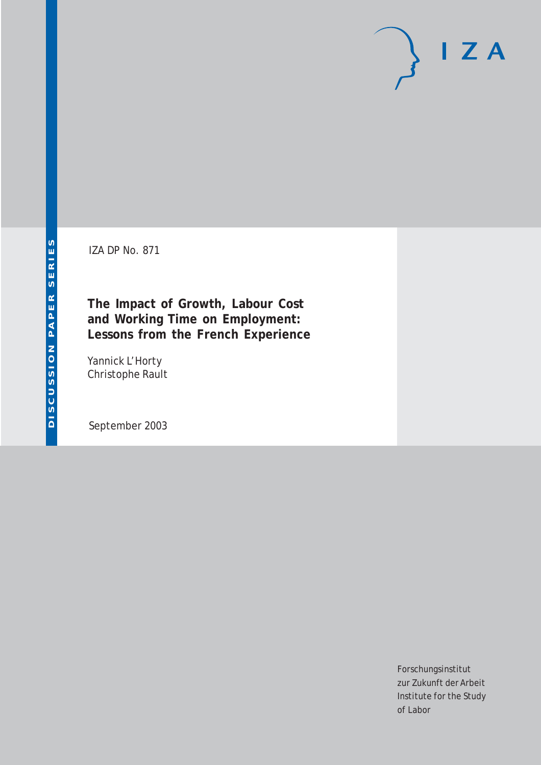DISCUSSION PAPER SERIES

IZA DP No. 871

# The Impact of Growth, Labour Cost and Working Time on Employment: Lessons from the French Experience

Yannick L'Horty
Christophe Rault

September 2003

Forschungsinstitut
zur Zukunft der Arbeit
Institute for the Study
of Labor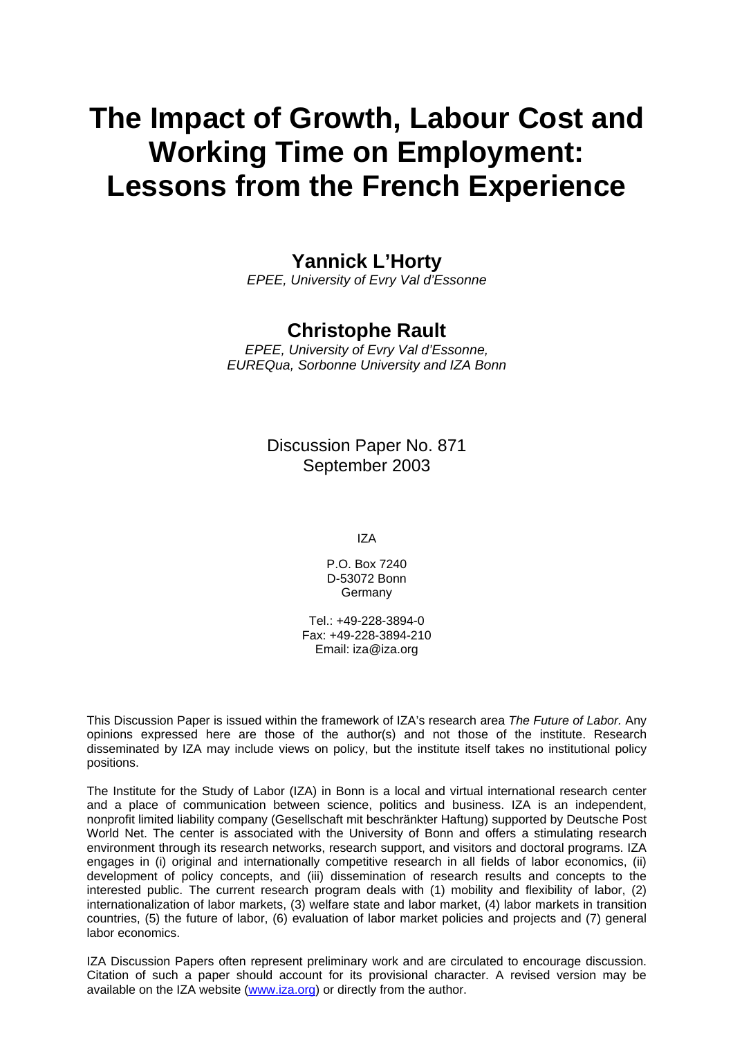# The Impact of Growth, Labour Cost and Working Time on Employment: Lessons from the French Experience

## Yannick L'Horty

*EPEE, University of Evry Val d'Essonne*

## Christophe Rault

*EPEE, University of Evry Val d'Essonne, EUREQua, Sorbonne University and IZA Bonn*

Discussion Paper No. 871
September 2003

IZA

P.O. Box 7240
D-53072 Bonn
Germany

Tel.: +49-228-3894-0
Fax: +49-228-3894-210
Email: iza@iza.org

This Discussion Paper is issued within the framework of IZA's research area *The Future of Labor.* Any opinions expressed here are those of the author(s) and not those of the institute. Research disseminated by IZA may include views on policy, but the institute itself takes no institutional policy positions.

The Institute for the Study of Labor (IZA) in Bonn is a local and virtual international research center and a place of communication between science, politics and business. IZA is an independent, nonprofit limited liability company (Gesellschaft mit beschränkter Haftung) supported by Deutsche Post World Net. The center is associated with the University of Bonn and offers a stimulating research environment through its research networks, research support, and visitors and doctoral programs. IZA engages in (i) original and internationally competitive research in all fields of labor economics, (ii) development of policy concepts, and (iii) dissemination of research results and concepts to the interested public. The current research program deals with (1) mobility and flexibility of labor, (2) internationalization of labor markets, (3) welfare state and labor market, (4) labor markets in transition countries, (5) the future of labor, (6) evaluation of labor market policies and projects and (7) general labor economics.

IZA Discussion Papers often represent preliminary work and are circulated to encourage discussion. Citation of such a paper should account for its provisional character. A revised version may be available on the IZA website (www.iza.org) or directly from the author.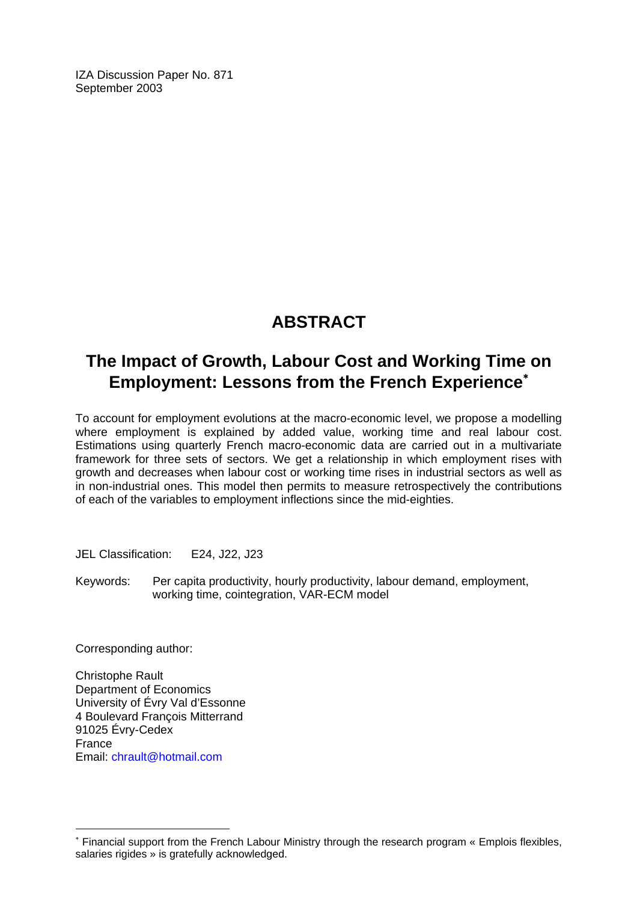IZA Discussion Paper No. 871
September 2003

# ABSTRACT

## The Impact of Growth, Labour Cost and Working Time on Employment: Lessons from the French Experience*

To account for employment evolutions at the macro-economic level, we propose a modelling where employment is explained by added value, working time and real labour cost. Estimations using quarterly French macro-economic data are carried out in a multivariate framework for three sets of sectors. We get a relationship in which employment rises with growth and decreases when labour cost or working time rises in industrial sectors as well as in non-industrial ones. This model then permits to measure retrospectively the contributions of each of the variables to employment inflections since the mid-eighties.

JEL Classification: E24, J22, J23

Keywords: Per capita productivity, hourly productivity, labour demand, employment, working time, cointegration, VAR-ECM model

Corresponding author:

Christophe Rault
Department of Economics
University of Évry Val d'Essonne
4 Boulevard François Mitterrand
91025 Évry-Cedex
France
Email: chrault@hotmail.com

---

* Financial support from the French Labour Ministry through the research program « Emplois flexibles, salaries rigides » is gratefully acknowledged.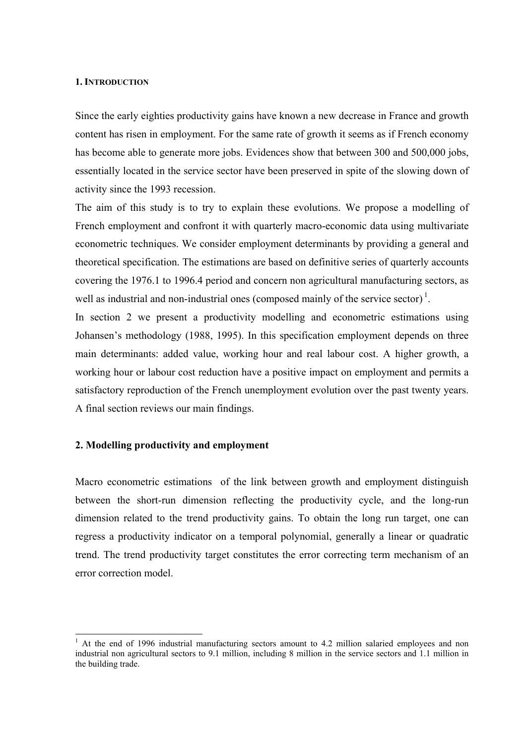## 1. INTRODUCTION

Since the early eighties productivity gains have known a new decrease in France and growth content has risen in employment. For the same rate of growth it seems as if French economy has become able to generate more jobs. Evidences show that between 300 and 500,000 jobs, essentially located in the service sector have been preserved in spite of the slowing down of activity since the 1993 recession.

The aim of this study is to try to explain these evolutions. We propose a modelling of French employment and confront it with quarterly macro-economic data using multivariate econometric techniques. We consider employment determinants by providing a general and theoretical specification. The estimations are based on definitive series of quarterly accounts covering the 1976.1 to 1996.4 period and concern non agricultural manufacturing sectors, as well as industrial and non-industrial ones (composed mainly of the service sector) [1].

In section 2 we present a productivity modelling and econometric estimations using Johansen's methodology (1988, 1995). In this specification employment depends on three main determinants: added value, working hour and real labour cost. A higher growth, a working hour or labour cost reduction have a positive impact on employment and permits a satisfactory reproduction of the French unemployment evolution over the past twenty years. A final section reviews our main findings.

## 2. Modelling productivity and employment

Macro econometric estimations of the link between growth and employment distinguish between the short-run dimension reflecting the productivity cycle, and the long-run dimension related to the trend productivity gains. To obtain the long run target, one can regress a productivity indicator on a temporal polynomial, generally a linear or quadratic trend. The trend productivity target constitutes the error correcting term mechanism of an error correction model.

[1] At the end of 1996 industrial manufacturing sectors amount to 4.2 million salaried employees and non industrial non agricultural sectors to 9.1 million, including 8 million in the service sectors and 1.1 million in the building trade.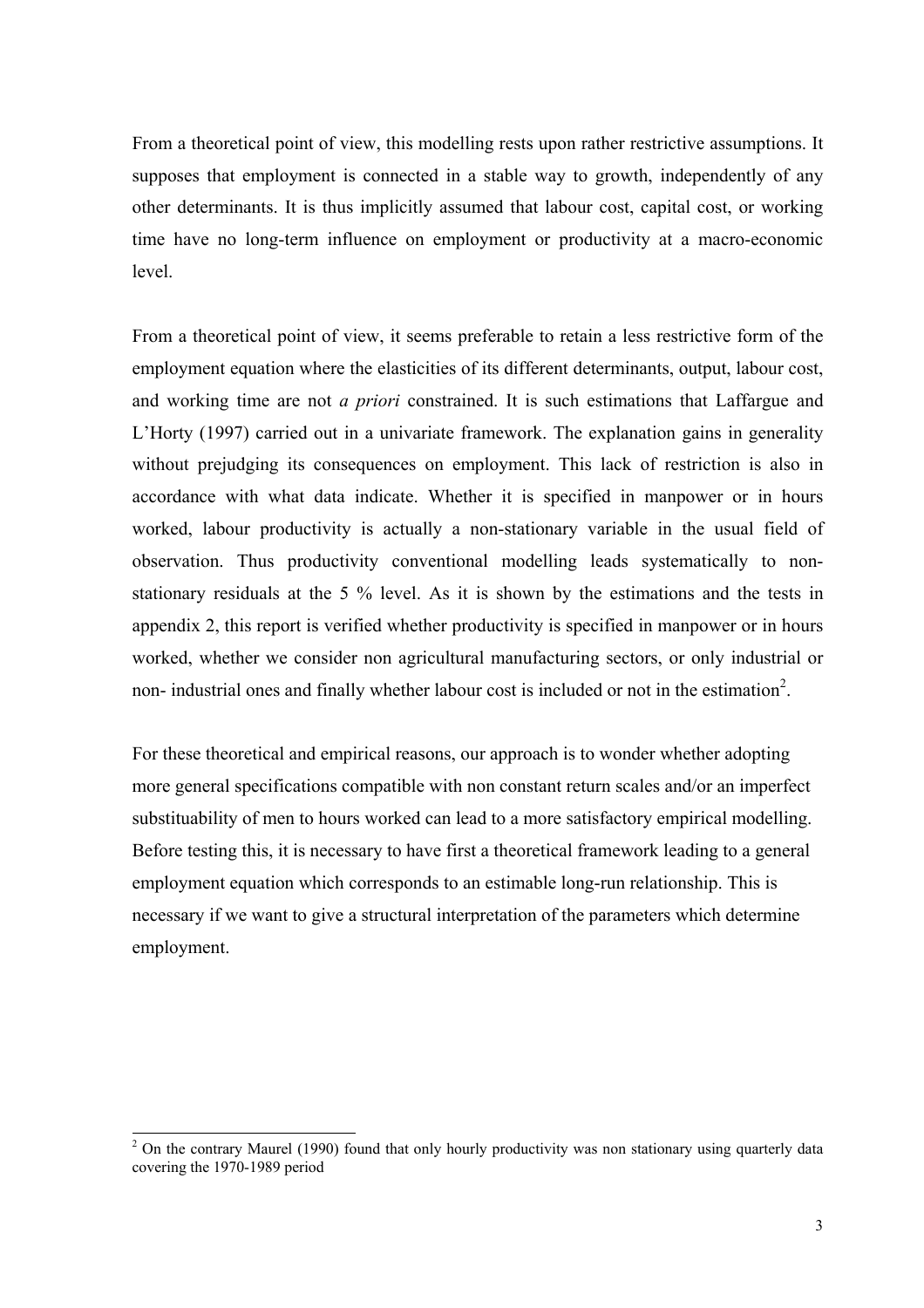From a theoretical point of view, this modelling rests upon rather restrictive assumptions. It supposes that employment is connected in a stable way to growth, independently of any other determinants. It is thus implicitly assumed that labour cost, capital cost, or working time have no long-term influence on employment or productivity at a macro-economic level.

From a theoretical point of view, it seems preferable to retain a less restrictive form of the employment equation where the elasticities of its different determinants, output, labour cost, and working time are not *a priori* constrained. It is such estimations that Laffargue and L'Horty (1997) carried out in a univariate framework. The explanation gains in generality without prejudging its consequences on employment. This lack of restriction is also in accordance with what data indicate. Whether it is specified in manpower or in hours worked, labour productivity is actually a non-stationary variable in the usual field of observation. Thus productivity conventional modelling leads systematically to non-stationary residuals at the 5 % level. As it is shown by the estimations and the tests in appendix 2, this report is verified whether productivity is specified in manpower or in hours worked, whether we consider non agricultural manufacturing sectors, or only industrial or non- industrial ones and finally whether labour cost is included or not in the estimation[2].

For these theoretical and empirical reasons, our approach is to wonder whether adopting more general specifications compatible with non constant return scales and/or an imperfect substituability of men to hours worked can lead to a more satisfactory empirical modelling. Before testing this, it is necessary to have first a theoretical framework leading to a general employment equation which corresponds to an estimable long-run relationship. This is necessary if we want to give a structural interpretation of the parameters which determine employment.

[2] On the contrary Maurel (1990) found that only hourly productivity was non stationary using quarterly data covering the 1970-1989 period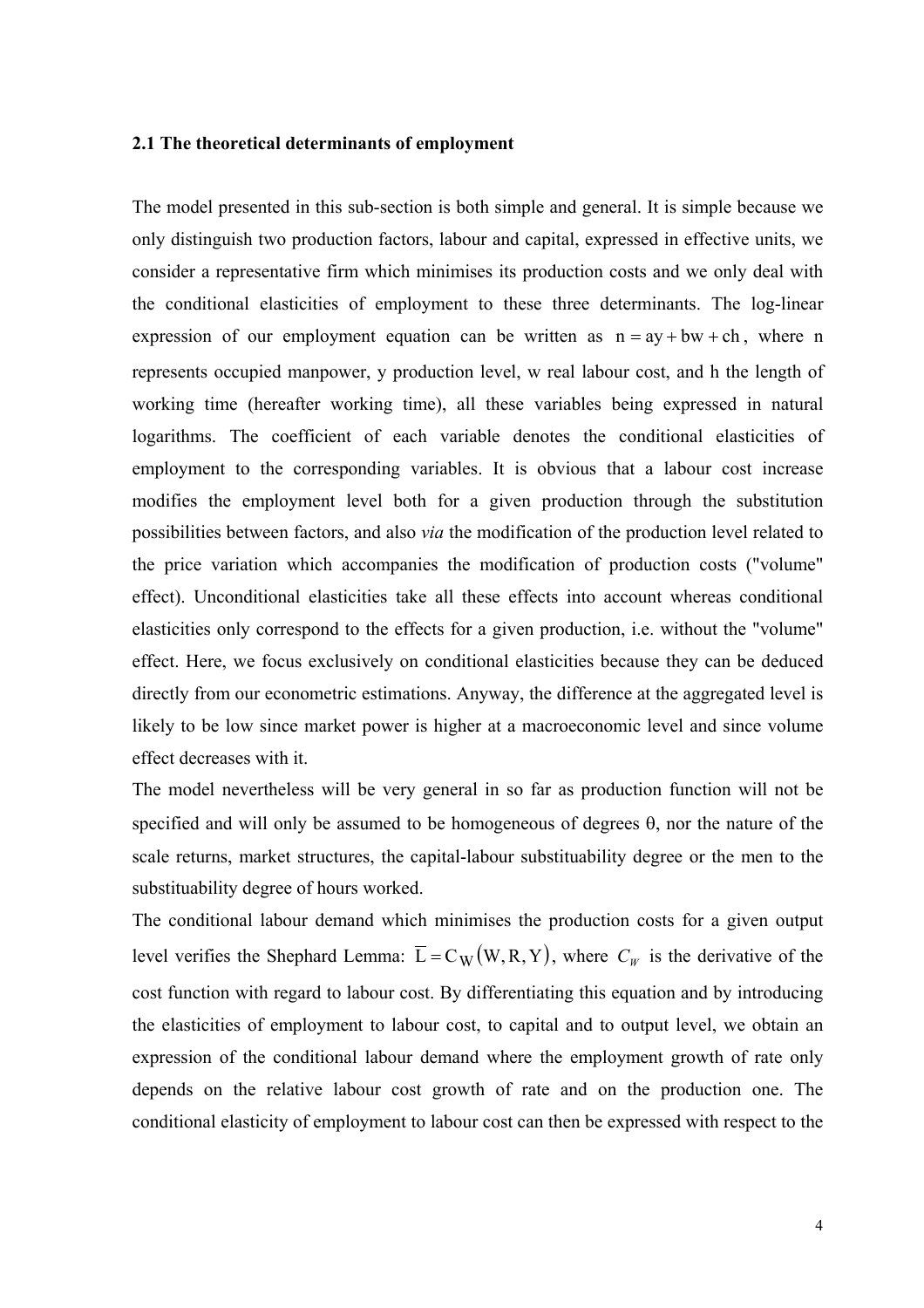### 2.1 The theoretical determinants of employment

The model presented in this sub-section is both simple and general. It is simple because we only distinguish two production factors, labour and capital, expressed in effective units, we consider a representative firm which minimises its production costs and we only deal with the conditional elasticities of employment to these three determinants. The log-linear expression of our employment equation can be written as $n = ay + bw + ch$, where n represents occupied manpower, y production level, w real labour cost, and h the length of working time (hereafter working time), all these variables being expressed in natural logarithms. The coefficient of each variable denotes the conditional elasticities of employment to the corresponding variables. It is obvious that a labour cost increase modifies the employment level both for a given production through the substitution possibilities between factors, and also *via* the modification of the production level related to the price variation which accompanies the modification of production costs ("volume" effect). Unconditional elasticities take all these effects into account whereas conditional elasticities only correspond to the effects for a given production, i.e. without the "volume" effect. Here, we focus exclusively on conditional elasticities because they can be deduced directly from our econometric estimations. Anyway, the difference at the aggregated level is likely to be low since market power is higher at a macroeconomic level and since volume effect decreases with it.

The model nevertheless will be very general in so far as production function will not be specified and will only be assumed to be homogeneous of degrees θ, nor the nature of the scale returns, market structures, the capital-labour substituability degree or the men to the substituability degree of hours worked.

The conditional labour demand which minimises the production costs for a given output level verifies the Shephard Lemma: $\overline{L} = C_W(W, R, Y)$, where $C_W$ is the derivative of the cost function with regard to labour cost. By differentiating this equation and by introducing the elasticities of employment to labour cost, to capital and to output level, we obtain an expression of the conditional labour demand where the employment growth of rate only depends on the relative labour cost growth of rate and on the production one. The conditional elasticity of employment to labour cost can then be expressed with respect to the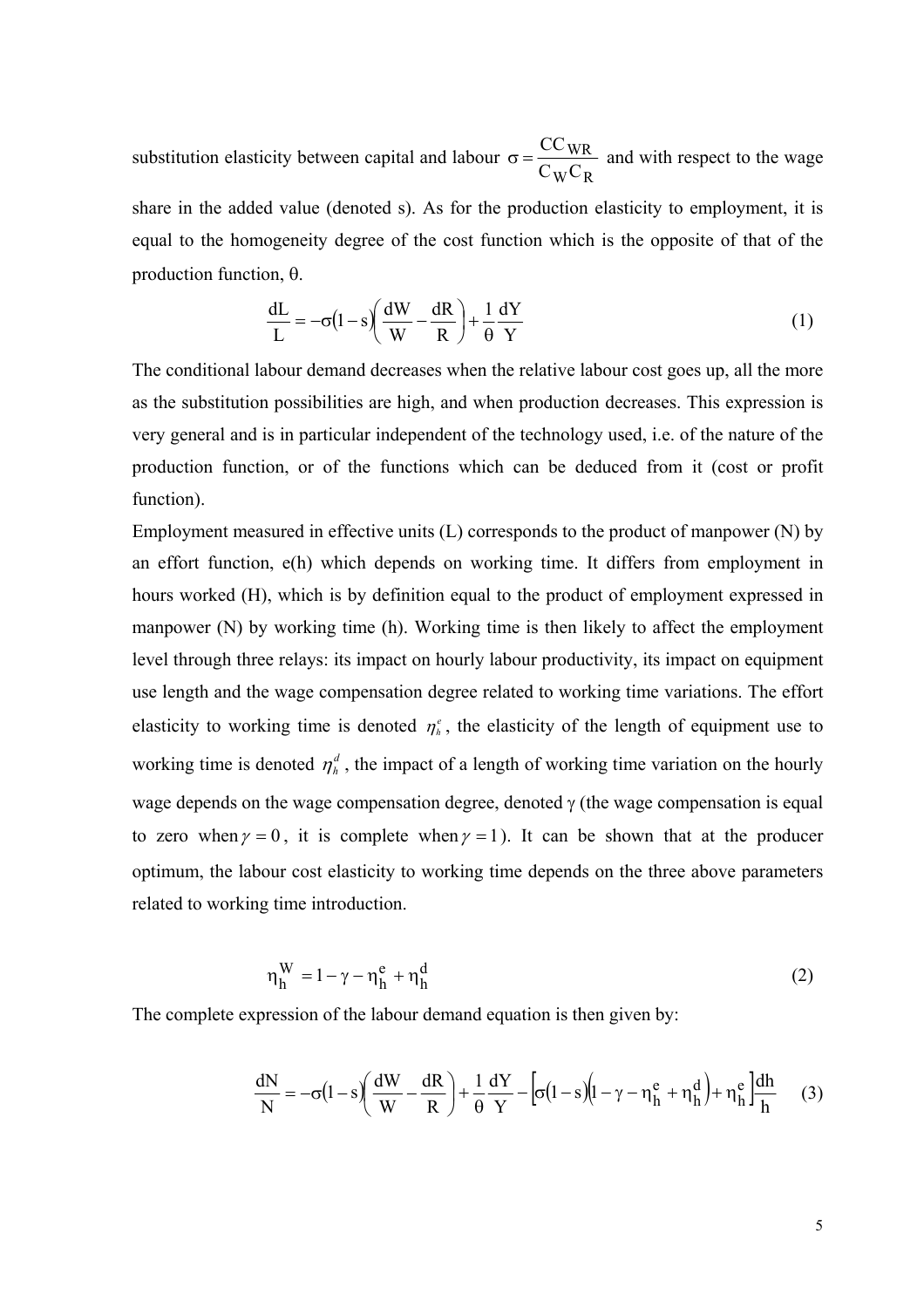substitution elasticity between capital and labour $\sigma = \frac{CC_{WR}}{C_W C_R}$ and with respect to the wage share in the added value (denoted s). As for the production elasticity to employment, it is equal to the homogeneity degree of the cost function which is the opposite of that of the production function, θ.

$$\frac{dL}{L} = -\sigma(1-s)\left(\frac{dW}{W} - \frac{dR}{R}\right) + \frac{1}{\theta}\frac{dY}{Y} \tag{1}$$

The conditional labour demand decreases when the relative labour cost goes up, all the more as the substitution possibilities are high, and when production decreases. This expression is very general and is in particular independent of the technology used, i.e. of the nature of the production function, or of the functions which can be deduced from it (cost or profit function).

Employment measured in effective units (L) corresponds to the product of manpower (N) by an effort function, e(h) which depends on working time. It differs from employment in hours worked (H), which is by definition equal to the product of employment expressed in manpower (N) by working time (h). Working time is then likely to affect the employment level through three relays: its impact on hourly labour productivity, its impact on equipment use length and the wage compensation degree related to working time variations. The effort elasticity to working time is denoted $\eta_h^e$, the elasticity of the length of equipment use to working time is denoted $\eta_h^d$, the impact of a length of working time variation on the hourly wage depends on the wage compensation degree, denoted γ (the wage compensation is equal to zero when $\gamma = 0$, it is complete when $\gamma = 1$). It can be shown that at the producer optimum, the labour cost elasticity to working time depends on the three above parameters related to working time introduction.

$$\eta_h^W = 1 - \gamma - \eta_h^e + \eta_h^d \tag{2}$$

The complete expression of the labour demand equation is then given by:

$$\frac{dN}{N} = -\sigma(1-s)\left(\frac{dW}{W} - \frac{dR}{R}\right) + \frac{1}{\theta}\frac{dY}{Y} - \left[\sigma(1-s)\left(1 - \gamma - \eta_h^e + \eta_h^d\right) + \eta_h^e\right]\frac{dh}{h} \tag{3}$$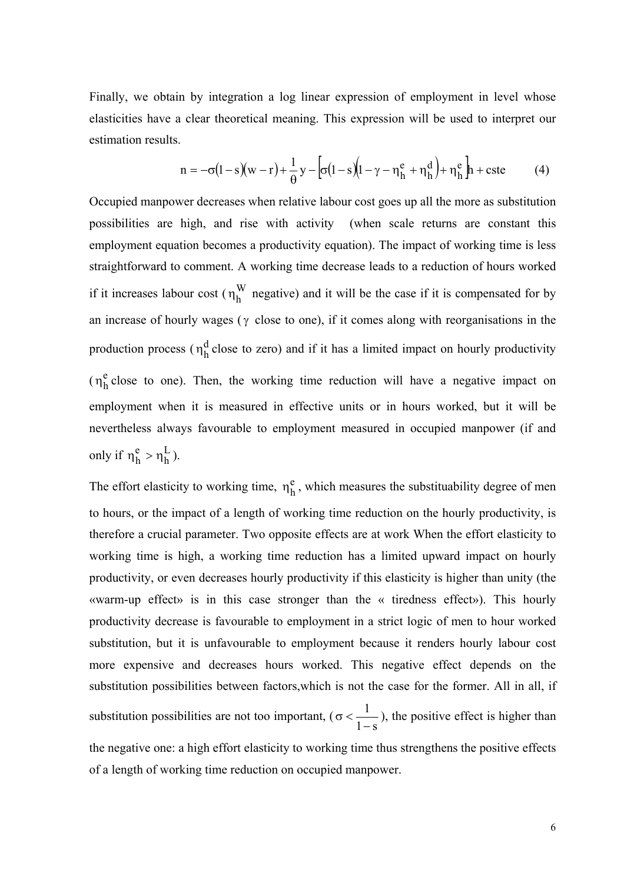Finally, we obtain by integration a log linear expression of employment in level whose elasticities have a clear theoretical meaning. This expression will be used to interpret our estimation results.

$$n = -\sigma(1-s)(w-r) + \frac{1}{\theta} y - \left[\sigma(1-s)\left(1-\gamma-\eta_h^e+\eta_h^d\right)+\eta_h^e\right]h + \text{cste} \qquad (4)$$

Occupied manpower decreases when relative labour cost goes up all the more as substitution possibilities are high, and rise with activity (when scale returns are constant this employment equation becomes a productivity equation). The impact of working time is less straightforward to comment. A working time decrease leads to a reduction of hours worked if it increases labour cost ($\eta_h^W$ negative) and it will be the case if it is compensated for by an increase of hourly wages ($\gamma$ close to one), if it comes along with reorganisations in the production process ($\eta_h^d$ close to zero) and if it has a limited impact on hourly productivity ($\eta_h^e$ close to one). Then, the working time reduction will have a negative impact on employment when it is measured in effective units or in hours worked, but it will be nevertheless always favourable to employment measured in occupied manpower (if and only if $\eta_h^e > \eta_h^L$).

The effort elasticity to working time, $\eta_h^e$, which measures the substituability degree of men to hours, or the impact of a length of working time reduction on the hourly productivity, is therefore a crucial parameter. Two opposite effects are at work When the effort elasticity to working time is high, a working time reduction has a limited upward impact on hourly productivity, or even decreases hourly productivity if this elasticity is higher than unity (the «warm-up effect» is in this case stronger than the « tiredness effect»). This hourly productivity decrease is favourable to employment in a strict logic of men to hour worked substitution, but it is unfavourable to employment because it renders hourly labour cost more expensive and decreases hours worked. This negative effect depends on the substitution possibilities between factors,which is not the case for the former. All in all, if substitution possibilities are not too important, ($\sigma < \frac{1}{1-s}$), the positive effect is higher than the negative one: a high effort elasticity to working time thus strengthens the positive effects of a length of working time reduction on occupied manpower.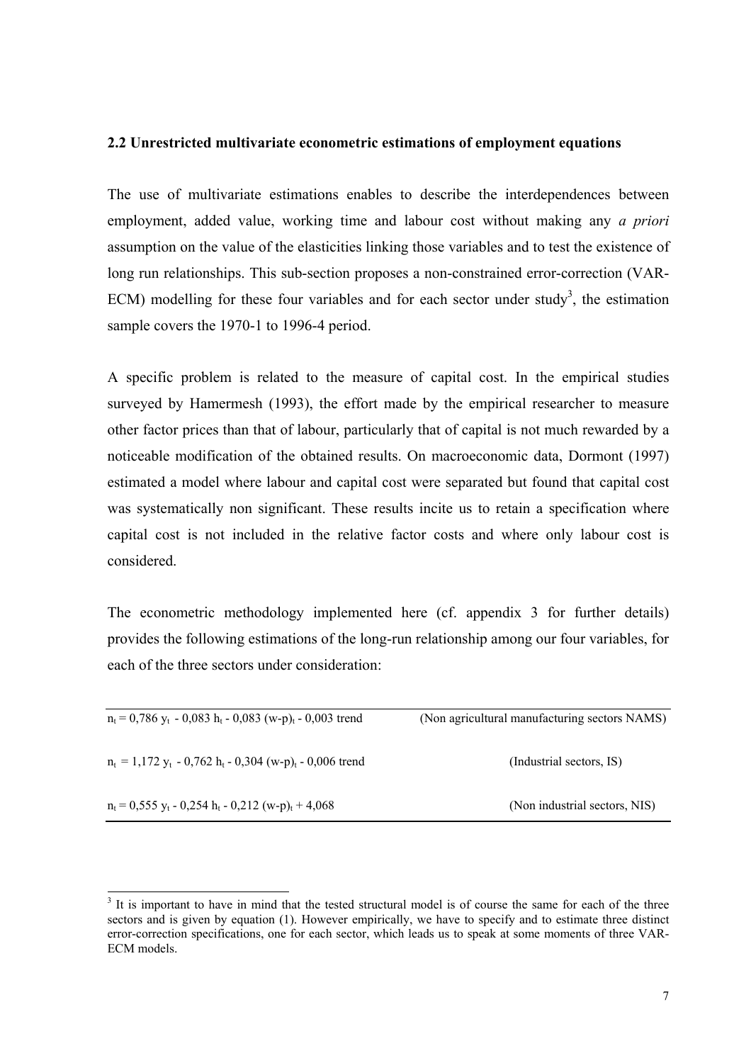### 2.2 Unrestricted multivariate econometric estimations of employment equations

The use of multivariate estimations enables to describe the interdependences between employment, added value, working time and labour cost without making any *a priori* assumption on the value of the elasticities linking those variables and to test the existence of long run relationships. This sub-section proposes a non-constrained error-correction (VAR-ECM) modelling for these four variables and for each sector under study[3], the estimation sample covers the 1970-1 to 1996-4 period.

A specific problem is related to the measure of capital cost. In the empirical studies surveyed by Hamermesh (1993), the effort made by the empirical researcher to measure other factor prices than that of labour, particularly that of capital is not much rewarded by a noticeable modification of the obtained results. On macroeconomic data, Dormont (1997) estimated a model where labour and capital cost were separated but found that capital cost was systematically non significant. These results incite us to retain a specification where capital cost is not included in the relative factor costs and where only labour cost is considered.

The econometric methodology implemented here (cf. appendix 3 for further details) provides the following estimations of the long-run relationship among our four variables, for each of the three sectors under consideration:

| | |
|---|---|
| $n_t = 0{,}786\ y_t - 0{,}083\ h_t - 0{,}083\ (w\text{-}p)_t - 0{,}003\ \text{trend}$ | (Non agricultural manufacturing sectors NAMS) |
| $n_t = 1{,}172\ y_t - 0{,}762\ h_t - 0{,}304\ (w\text{-}p)_t - 0{,}006\ \text{trend}$ | (Industrial sectors, IS) |
| $n_t = 0{,}555\ y_t - 0{,}254\ h_t - 0{,}212\ (w\text{-}p)_t + 4{,}068$ | (Non industrial sectors, NIS) |

[3] It is important to have in mind that the tested structural model is of course the same for each of the three sectors and is given by equation (1). However empirically, we have to specify and to estimate three distinct error-correction specifications, one for each sector, which leads us to speak at some moments of three VAR-ECM models.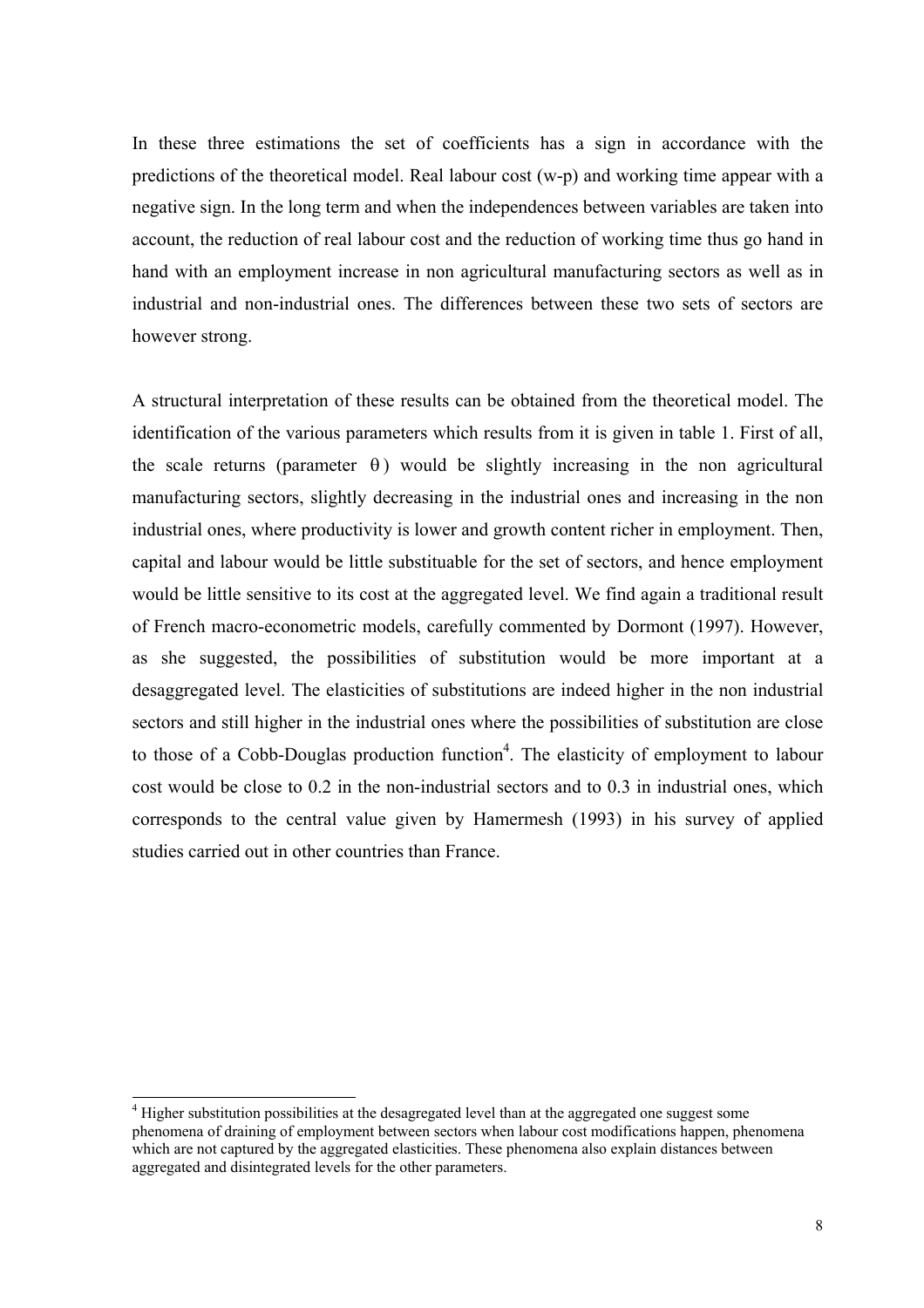In these three estimations the set of coefficients has a sign in accordance with the predictions of the theoretical model. Real labour cost (w-p) and working time appear with a negative sign. In the long term and when the independences between variables are taken into account, the reduction of real labour cost and the reduction of working time thus go hand in hand with an employment increase in non agricultural manufacturing sectors as well as in industrial and non-industrial ones. The differences between these two sets of sectors are however strong.

A structural interpretation of these results can be obtained from the theoretical model. The identification of the various parameters which results from it is given in table 1. First of all, the scale returns (parameter $\theta$) would be slightly increasing in the non agricultural manufacturing sectors, slightly decreasing in the industrial ones and increasing in the non industrial ones, where productivity is lower and growth content richer in employment. Then, capital and labour would be little substituable for the set of sectors, and hence employment would be little sensitive to its cost at the aggregated level. We find again a traditional result of French macro-econometric models, carefully commented by Dormont (1997). However, as she suggested, the possibilities of substitution would be more important at a desaggregated level. The elasticities of substitutions are indeed higher in the non industrial sectors and still higher in the industrial ones where the possibilities of substitution are close to those of a Cobb-Douglas production function[4]. The elasticity of employment to labour cost would be close to 0.2 in the non-industrial sectors and to 0.3 in industrial ones, which corresponds to the central value given by Hamermesh (1993) in his survey of applied studies carried out in other countries than France.

---

[4] Higher substitution possibilities at the desagregated level than at the aggregated one suggest some phenomena of draining of employment between sectors when labour cost modifications happen, phenomena which are not captured by the aggregated elasticities. These phenomena also explain distances between aggregated and disintegrated levels for the other parameters.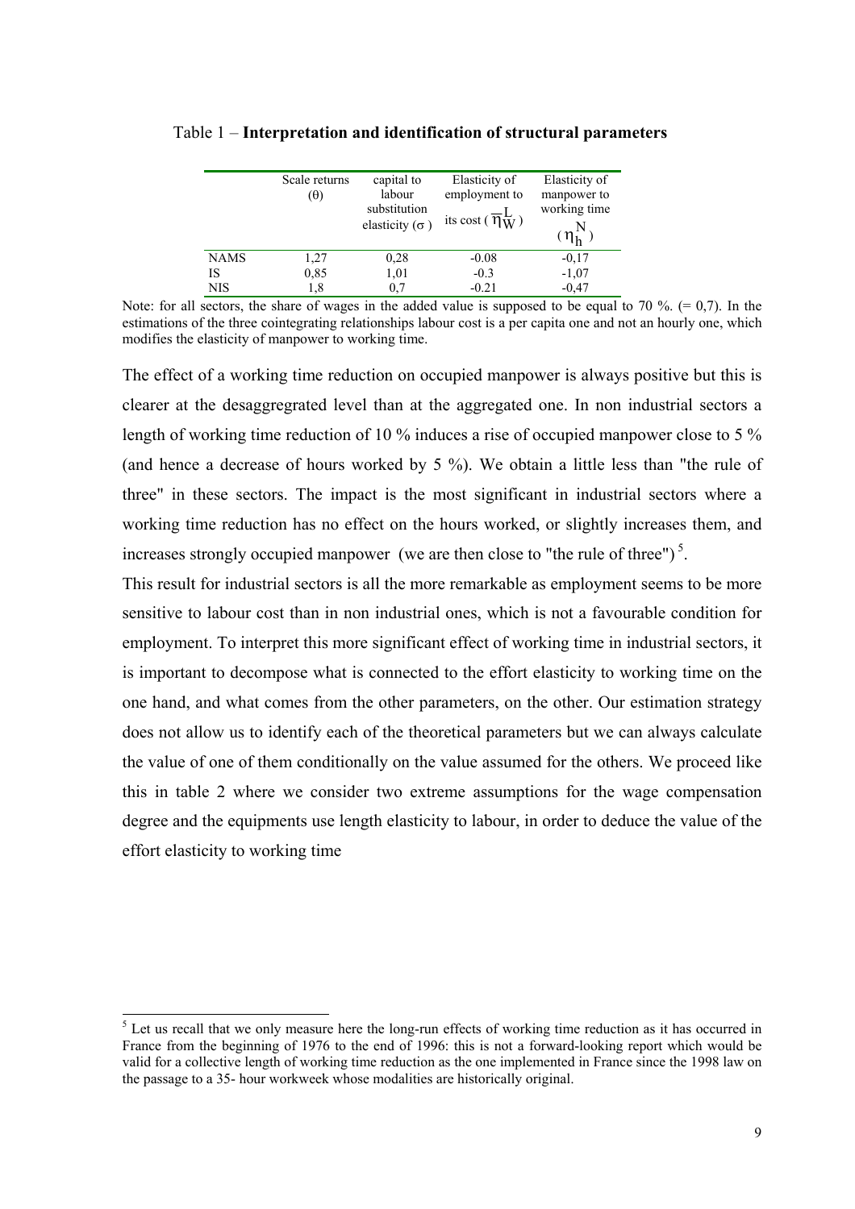Table 1 – **Interpretation and identification of structural parameters**

| | Scale returns ($\theta$) | capital to labour substitution elasticity ($\sigma$) | Elasticity of employment to its cost ($\overline{\eta}_W^L$) | Elasticity of manpower to working time ($\eta_h^N$) |
|---|---|---|---|---|
| NAMS | 1,27 | 0,28 | -0.08 | -0,17 |
| IS | 0,85 | 1,01 | -0.3 | -1,07 |
| NIS | 1,8 | 0,7 | -0.21 | -0,47 |

Note: for all sectors, the share of wages in the added value is supposed to be equal to 70 %. (= 0,7). In the estimations of the three cointegrating relationships labour cost is a per capita one and not an hourly one, which modifies the elasticity of manpower to working time.

The effect of a working time reduction on occupied manpower is always positive but this is clearer at the desaggregrated level than at the aggregated one. In non industrial sectors a length of working time reduction of 10 % induces a rise of occupied manpower close to 5 % (and hence a decrease of hours worked by 5 %). We obtain a little less than "the rule of three" in these sectors. The impact is the most significant in industrial sectors where a working time reduction has no effect on the hours worked, or slightly increases them, and increases strongly occupied manpower (we are then close to "the rule of three")[5].

This result for industrial sectors is all the more remarkable as employment seems to be more sensitive to labour cost than in non industrial ones, which is not a favourable condition for employment. To interpret this more significant effect of working time in industrial sectors, it is important to decompose what is connected to the effort elasticity to working time on the one hand, and what comes from the other parameters, on the other. Our estimation strategy does not allow us to identify each of the theoretical parameters but we can always calculate the value of one of them conditionally on the value assumed for the others. We proceed like this in table 2 where we consider two extreme assumptions for the wage compensation degree and the equipments use length elasticity to labour, in order to deduce the value of the effort elasticity to working time

[5] Let us recall that we only measure here the long-run effects of working time reduction as it has occurred in France from the beginning of 1976 to the end of 1996: this is not a forward-looking report which would be valid for a collective length of working time reduction as the one implemented in France since the 1998 law on the passage to a 35- hour workweek whose modalities are historically original.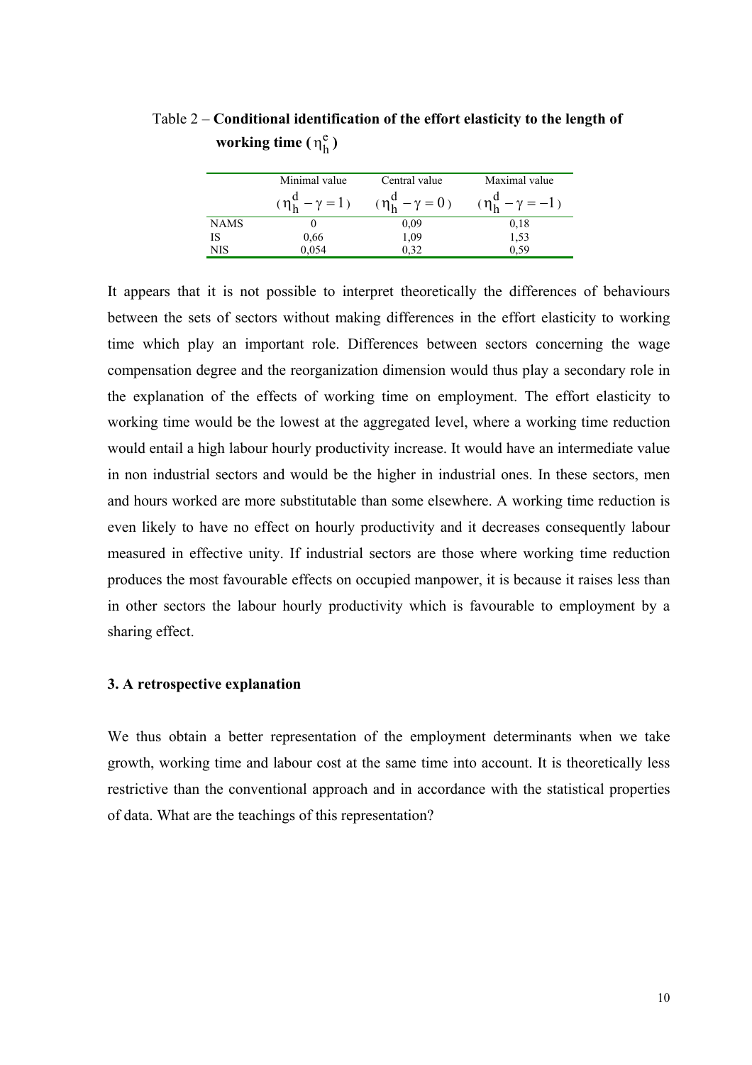Table 2 – **Conditional identification of the effort elasticity to the length of working time ($\eta_h^e$)**

| | Minimal value ($\eta_h^d - \gamma = 1$) | Central value ($\eta_h^d - \gamma = 0$) | Maximal value ($\eta_h^d - \gamma = -1$) |
|---|---|---|---|
| NAMS | 0 | 0,09 | 0,18 |
| IS | 0,66 | 1,09 | 1,53 |
| NIS | 0,054 | 0,32 | 0,59 |

It appears that it is not possible to interpret theoretically the differences of behaviours between the sets of sectors without making differences in the effort elasticity to working time which play an important role. Differences between sectors concerning the wage compensation degree and the reorganization dimension would thus play a secondary role in the explanation of the effects of working time on employment. The effort elasticity to working time would be the lowest at the aggregated level, where a working time reduction would entail a high labour hourly productivity increase. It would have an intermediate value in non industrial sectors and would be the higher in industrial ones. In these sectors, men and hours worked are more substitutable than some elsewhere. A working time reduction is even likely to have no effect on hourly productivity and it decreases consequently labour measured in effective unity. If industrial sectors are those where working time reduction produces the most favourable effects on occupied manpower, it is because it raises less than in other sectors the labour hourly productivity which is favourable to employment by a sharing effect.

### 3. A retrospective explanation

We thus obtain a better representation of the employment determinants when we take growth, working time and labour cost at the same time into account. It is theoretically less restrictive than the conventional approach and in accordance with the statistical properties of data. What are the teachings of this representation?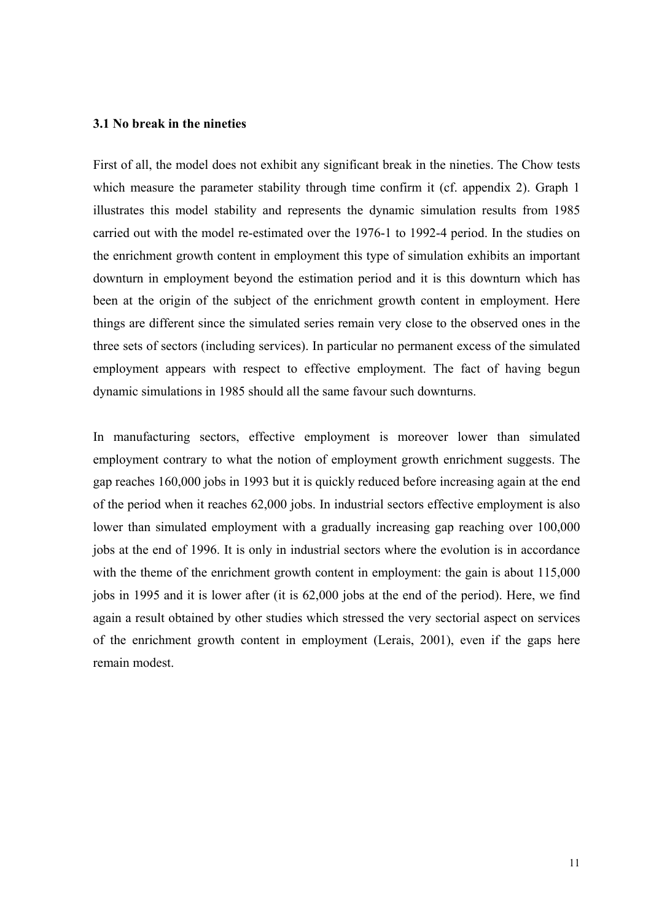### 3.1 No break in the nineties

First of all, the model does not exhibit any significant break in the nineties. The Chow tests which measure the parameter stability through time confirm it (cf. appendix 2). Graph 1 illustrates this model stability and represents the dynamic simulation results from 1985 carried out with the model re-estimated over the 1976-1 to 1992-4 period. In the studies on the enrichment growth content in employment this type of simulation exhibits an important downturn in employment beyond the estimation period and it is this downturn which has been at the origin of the subject of the enrichment growth content in employment. Here things are different since the simulated series remain very close to the observed ones in the three sets of sectors (including services). In particular no permanent excess of the simulated employment appears with respect to effective employment. The fact of having begun dynamic simulations in 1985 should all the same favour such downturns.

In manufacturing sectors, effective employment is moreover lower than simulated employment contrary to what the notion of employment growth enrichment suggests. The gap reaches 160,000 jobs in 1993 but it is quickly reduced before increasing again at the end of the period when it reaches 62,000 jobs. In industrial sectors effective employment is also lower than simulated employment with a gradually increasing gap reaching over 100,000 jobs at the end of 1996. It is only in industrial sectors where the evolution is in accordance with the theme of the enrichment growth content in employment: the gain is about 115,000 jobs in 1995 and it is lower after (it is 62,000 jobs at the end of the period). Here, we find again a result obtained by other studies which stressed the very sectorial aspect on services of the enrichment growth content in employment (Lerais, 2001), even if the gaps here remain modest.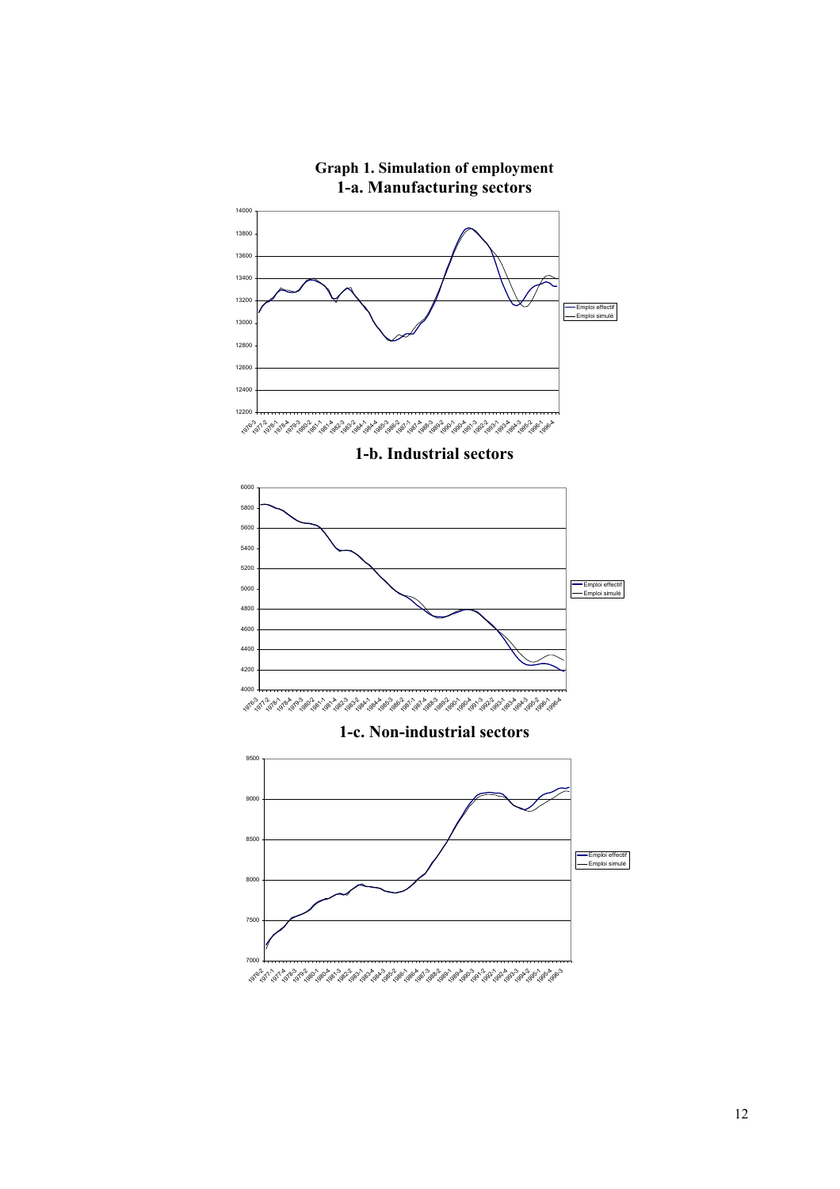**Graph 1. Simulation of employment**

**1-a. Manufacturing sectors**

**1-b. Industrial sectors**

**1-c. Non-industrial sectors**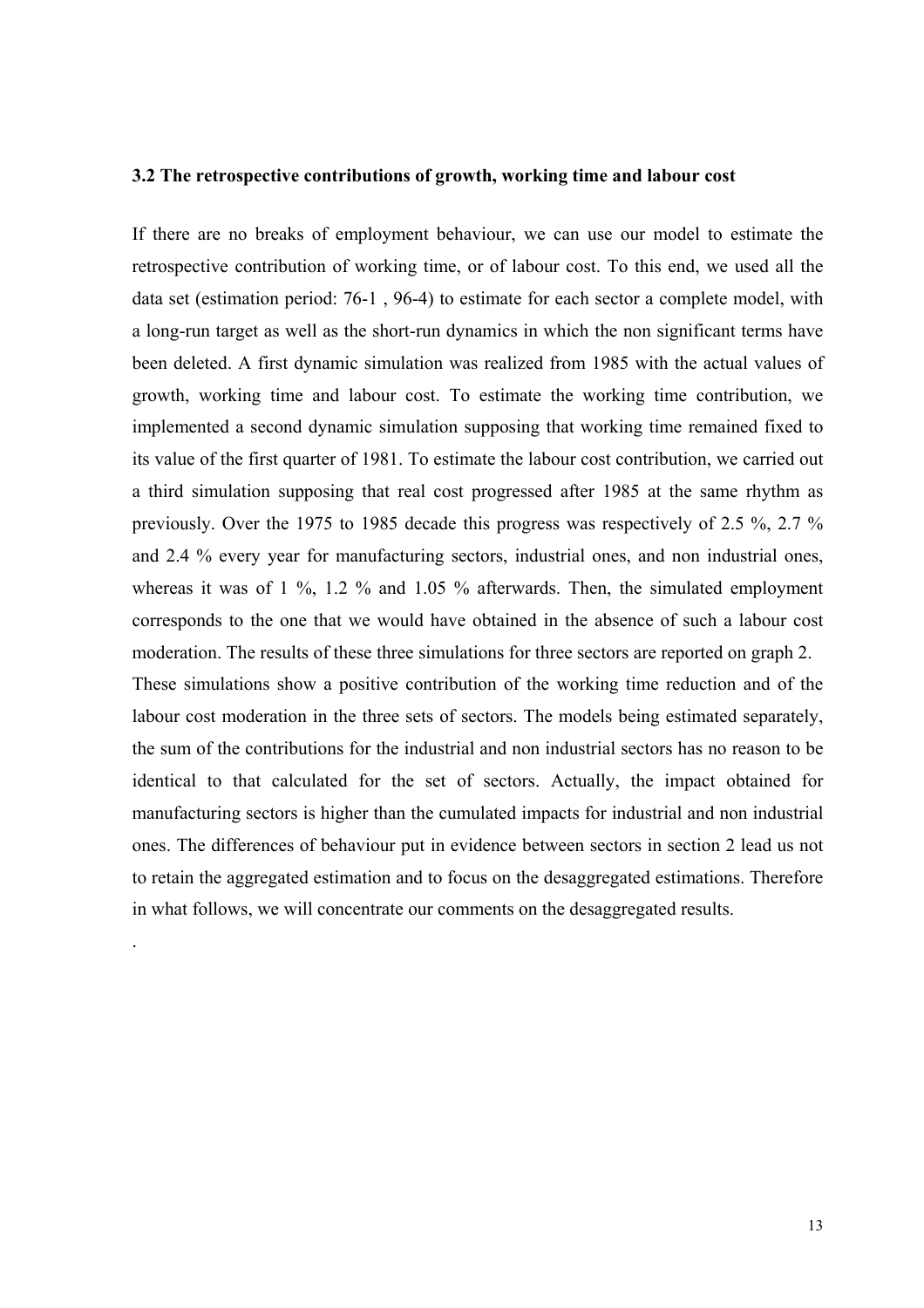### 3.2 The retrospective contributions of growth, working time and labour cost

If there are no breaks of employment behaviour, we can use our model to estimate the retrospective contribution of working time, or of labour cost. To this end, we used all the data set (estimation period: 76-1 , 96-4) to estimate for each sector a complete model, with a long-run target as well as the short-run dynamics in which the non significant terms have been deleted. A first dynamic simulation was realized from 1985 with the actual values of growth, working time and labour cost. To estimate the working time contribution, we implemented a second dynamic simulation supposing that working time remained fixed to its value of the first quarter of 1981. To estimate the labour cost contribution, we carried out a third simulation supposing that real cost progressed after 1985 at the same rhythm as previously. Over the 1975 to 1985 decade this progress was respectively of 2.5 %, 2.7 % and 2.4 % every year for manufacturing sectors, industrial ones, and non industrial ones, whereas it was of 1 %, 1.2 % and 1.05 % afterwards. Then, the simulated employment corresponds to the one that we would have obtained in the absence of such a labour cost moderation. The results of these three simulations for three sectors are reported on graph 2.
These simulations show a positive contribution of the working time reduction and of the labour cost moderation in the three sets of sectors. The models being estimated separately, the sum of the contributions for the industrial and non industrial sectors has no reason to be identical to that calculated for the set of sectors. Actually, the impact obtained for manufacturing sectors is higher than the cumulated impacts for industrial and non industrial ones. The differences of behaviour put in evidence between sectors in section 2 lead us not to retain the aggregated estimation and to focus on the desaggregated estimations. Therefore in what follows, we will concentrate our comments on the desaggregated results.

.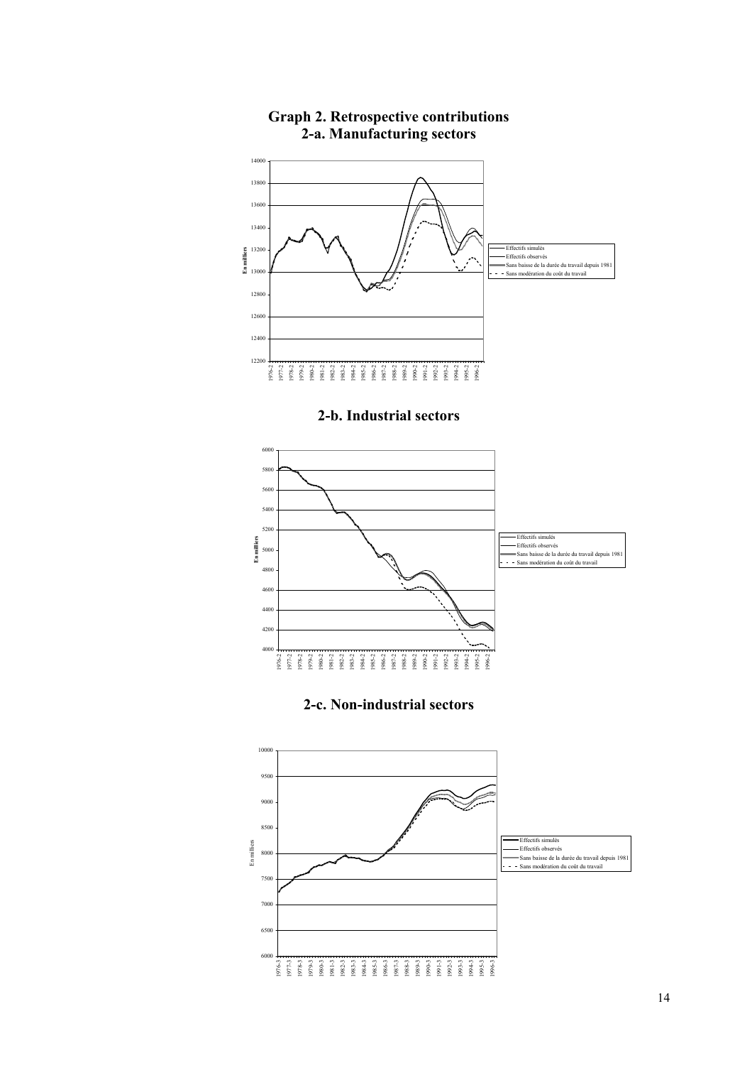# Graph 2. Retrospective contributions

## 2-a. Manufacturing sectors

## 2-b. Industrial sectors

## 2-c. Non-industrial sectors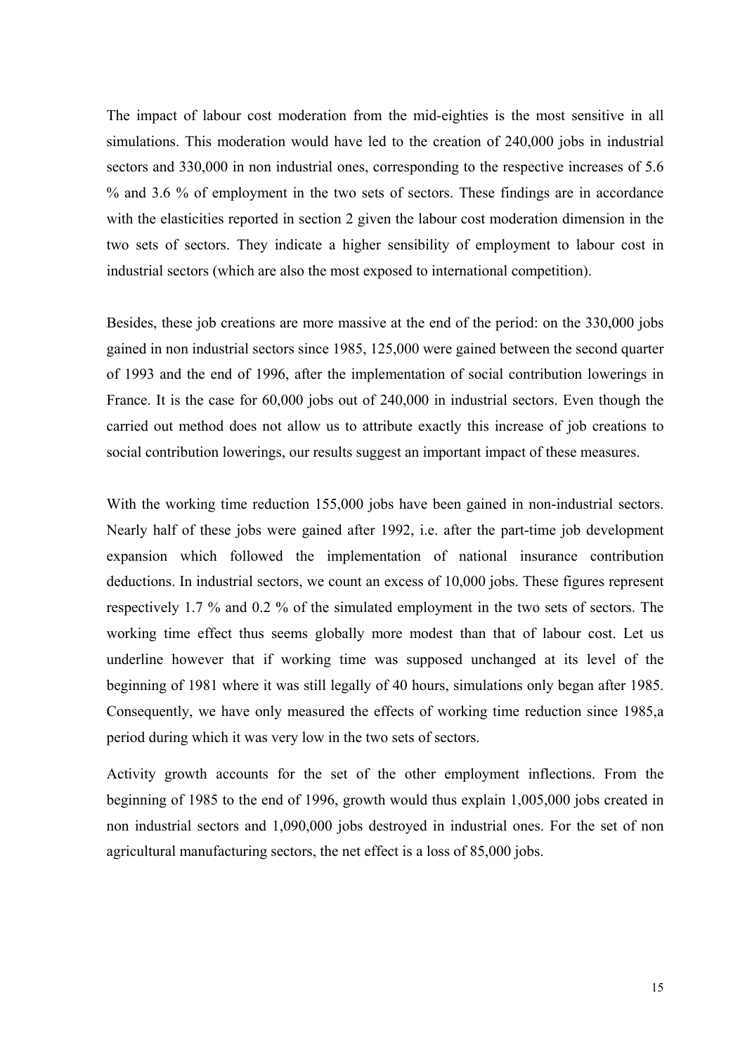The impact of labour cost moderation from the mid-eighties is the most sensitive in all simulations. This moderation would have led to the creation of 240,000 jobs in industrial sectors and 330,000 in non industrial ones, corresponding to the respective increases of 5.6 % and 3.6 % of employment in the two sets of sectors. These findings are in accordance with the elasticities reported in section 2 given the labour cost moderation dimension in the two sets of sectors. They indicate a higher sensibility of employment to labour cost in industrial sectors (which are also the most exposed to international competition).

Besides, these job creations are more massive at the end of the period: on the 330,000 jobs gained in non industrial sectors since 1985, 125,000 were gained between the second quarter of 1993 and the end of 1996, after the implementation of social contribution lowerings in France. It is the case for 60,000 jobs out of 240,000 in industrial sectors. Even though the carried out method does not allow us to attribute exactly this increase of job creations to social contribution lowerings, our results suggest an important impact of these measures.

With the working time reduction 155,000 jobs have been gained in non-industrial sectors. Nearly half of these jobs were gained after 1992, i.e. after the part-time job development expansion which followed the implementation of national insurance contribution deductions. In industrial sectors, we count an excess of 10,000 jobs. These figures represent respectively 1.7 % and 0.2 % of the simulated employment in the two sets of sectors. The working time effect thus seems globally more modest than that of labour cost. Let us underline however that if working time was supposed unchanged at its level of the beginning of 1981 where it was still legally of 40 hours, simulations only began after 1985. Consequently, we have only measured the effects of working time reduction since 1985,a period during which it was very low in the two sets of sectors.

Activity growth accounts for the set of the other employment inflections. From the beginning of 1985 to the end of 1996, growth would thus explain 1,005,000 jobs created in non industrial sectors and 1,090,000 jobs destroyed in industrial ones. For the set of non agricultural manufacturing sectors, the net effect is a loss of 85,000 jobs.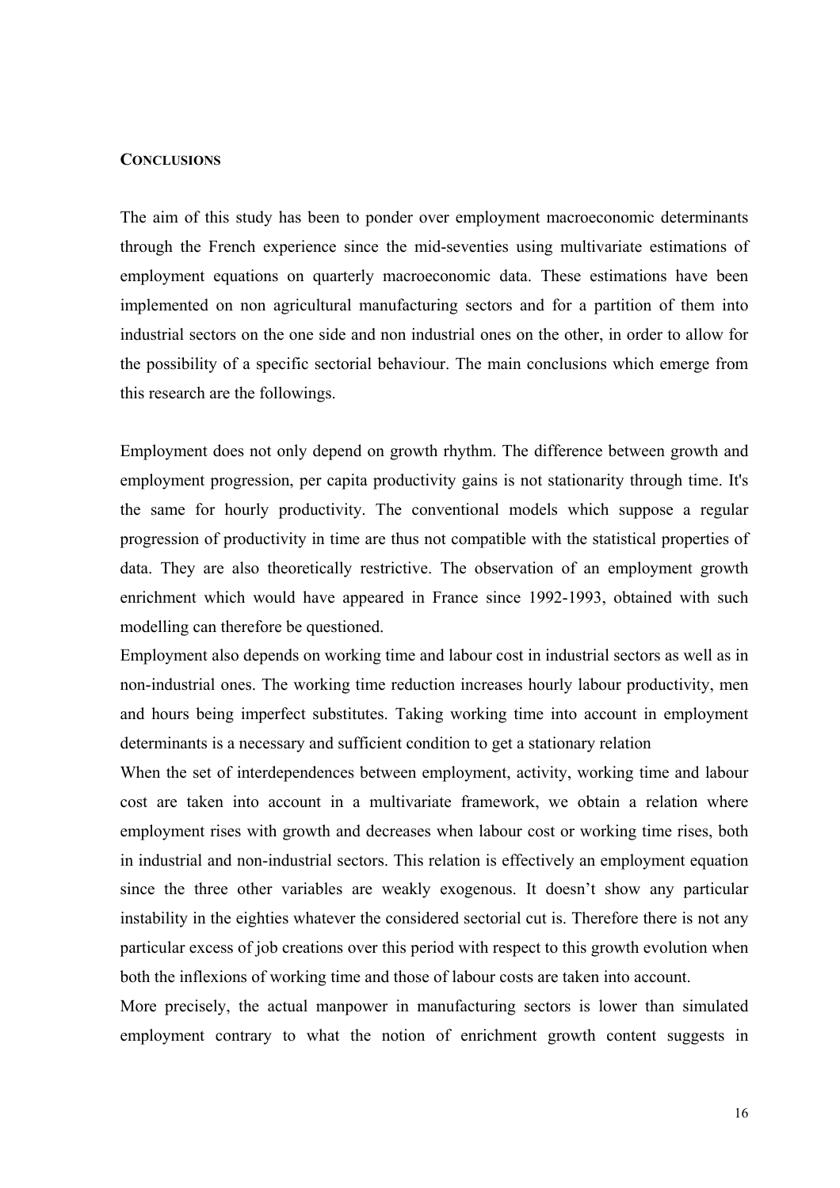## CONCLUSIONS

The aim of this study has been to ponder over employment macroeconomic determinants through the French experience since the mid-seventies using multivariate estimations of employment equations on quarterly macroeconomic data. These estimations have been implemented on non agricultural manufacturing sectors and for a partition of them into industrial sectors on the one side and non industrial ones on the other, in order to allow for the possibility of a specific sectorial behaviour. The main conclusions which emerge from this research are the followings.

Employment does not only depend on growth rhythm. The difference between growth and employment progression, per capita productivity gains is not stationarity through time. It's the same for hourly productivity. The conventional models which suppose a regular progression of productivity in time are thus not compatible with the statistical properties of data. They are also theoretically restrictive. The observation of an employment growth enrichment which would have appeared in France since 1992-1993, obtained with such modelling can therefore be questioned.

Employment also depends on working time and labour cost in industrial sectors as well as in non-industrial ones. The working time reduction increases hourly labour productivity, men and hours being imperfect substitutes. Taking working time into account in employment determinants is a necessary and sufficient condition to get a stationary relation

When the set of interdependences between employment, activity, working time and labour cost are taken into account in a multivariate framework, we obtain a relation where employment rises with growth and decreases when labour cost or working time rises, both in industrial and non-industrial sectors. This relation is effectively an employment equation since the three other variables are weakly exogenous. It doesn't show any particular instability in the eighties whatever the considered sectorial cut is. Therefore there is not any particular excess of job creations over this period with respect to this growth evolution when both the inflexions of working time and those of labour costs are taken into account.

More precisely, the actual manpower in manufacturing sectors is lower than simulated employment contrary to what the notion of enrichment growth content suggests in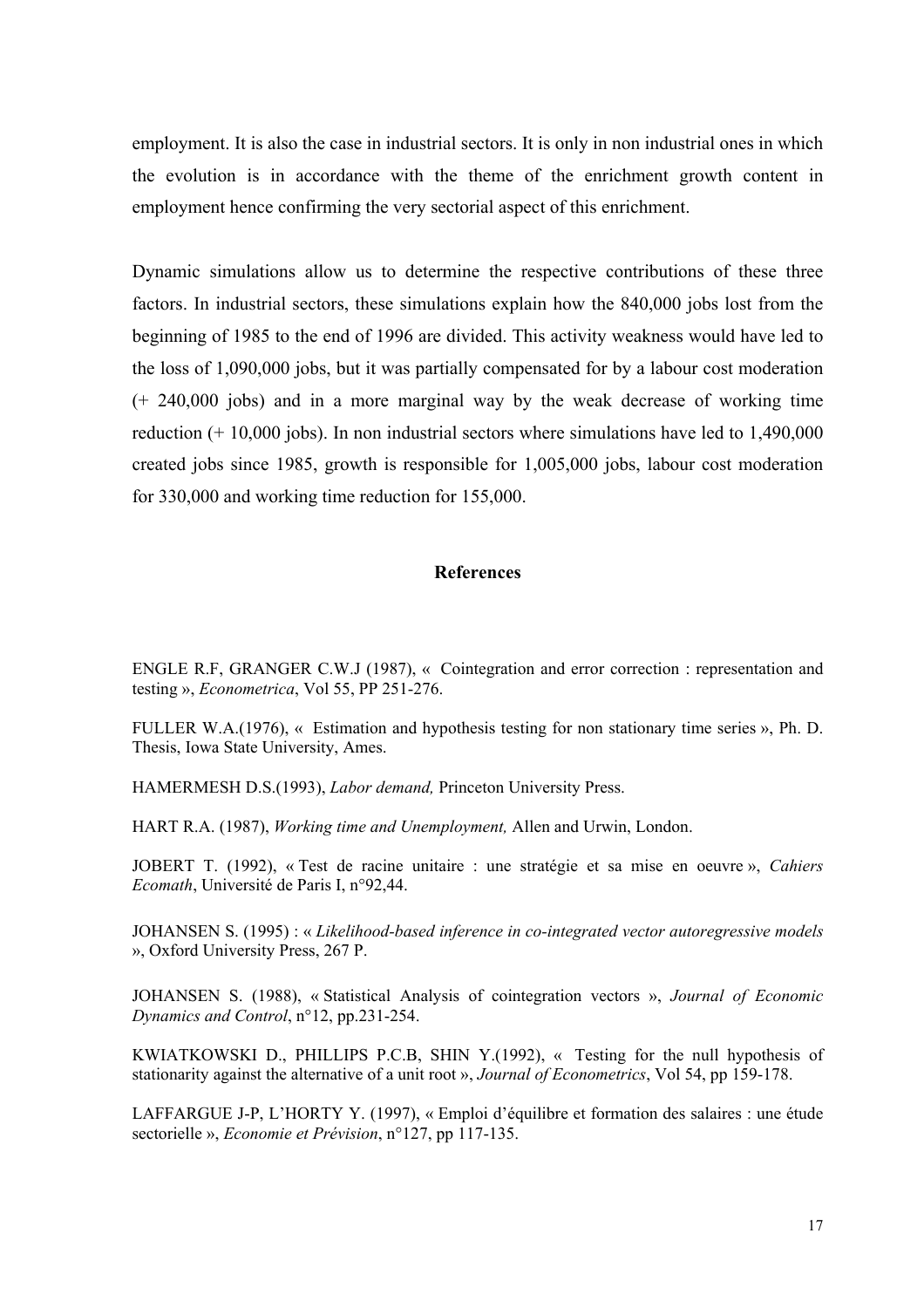employment. It is also the case in industrial sectors. It is only in non industrial ones in which the evolution is in accordance with the theme of the enrichment growth content in employment hence confirming the very sectorial aspect of this enrichment.

Dynamic simulations allow us to determine the respective contributions of these three factors. In industrial sectors, these simulations explain how the 840,000 jobs lost from the beginning of 1985 to the end of 1996 are divided. This activity weakness would have led to the loss of 1,090,000 jobs, but it was partially compensated for by a labour cost moderation (+ 240,000 jobs) and in a more marginal way by the weak decrease of working time reduction (+ 10,000 jobs). In non industrial sectors where simulations have led to 1,490,000 created jobs since 1985, growth is responsible for 1,005,000 jobs, labour cost moderation for 330,000 and working time reduction for 155,000.

## References

ENGLE R.F, GRANGER C.W.J (1987), «  Cointegration and error correction : representation and testing », *Econometrica*, Vol 55, PP 251-276.

FULLER W.A.(1976), «  Estimation and hypothesis testing for non stationary time series », Ph. D. Thesis, Iowa State University, Ames.

HAMERMESH D.S.(1993), *Labor demand,* Princeton University Press.

HART R.A. (1987), *Working time and Unemployment,* Allen and Urwin, London.

JOBERT T. (1992), « Test de racine unitaire : une stratégie et sa mise en oeuvre », *Cahiers Ecomath*, Université de Paris I, n°92,44.

JOHANSEN S. (1995) : « *Likelihood-based inference in co-integrated vector autoregressive models* », Oxford University Press, 267 P.

JOHANSEN S. (1988), « Statistical Analysis of cointegration vectors », *Journal of Economic Dynamics and Control*, n°12, pp.231-254.

KWIATKOWSKI D., PHILLIPS P.C.B, SHIN Y.(1992), «  Testing for the null hypothesis of stationarity against the alternative of a unit root », *Journal of Econometrics*, Vol 54, pp 159-178.

LAFFARGUE J-P, L'HORTY Y. (1997), « Emploi d'équilibre et formation des salaires : une étude sectorielle », *Economie et Prévision*, n°127, pp 117-135.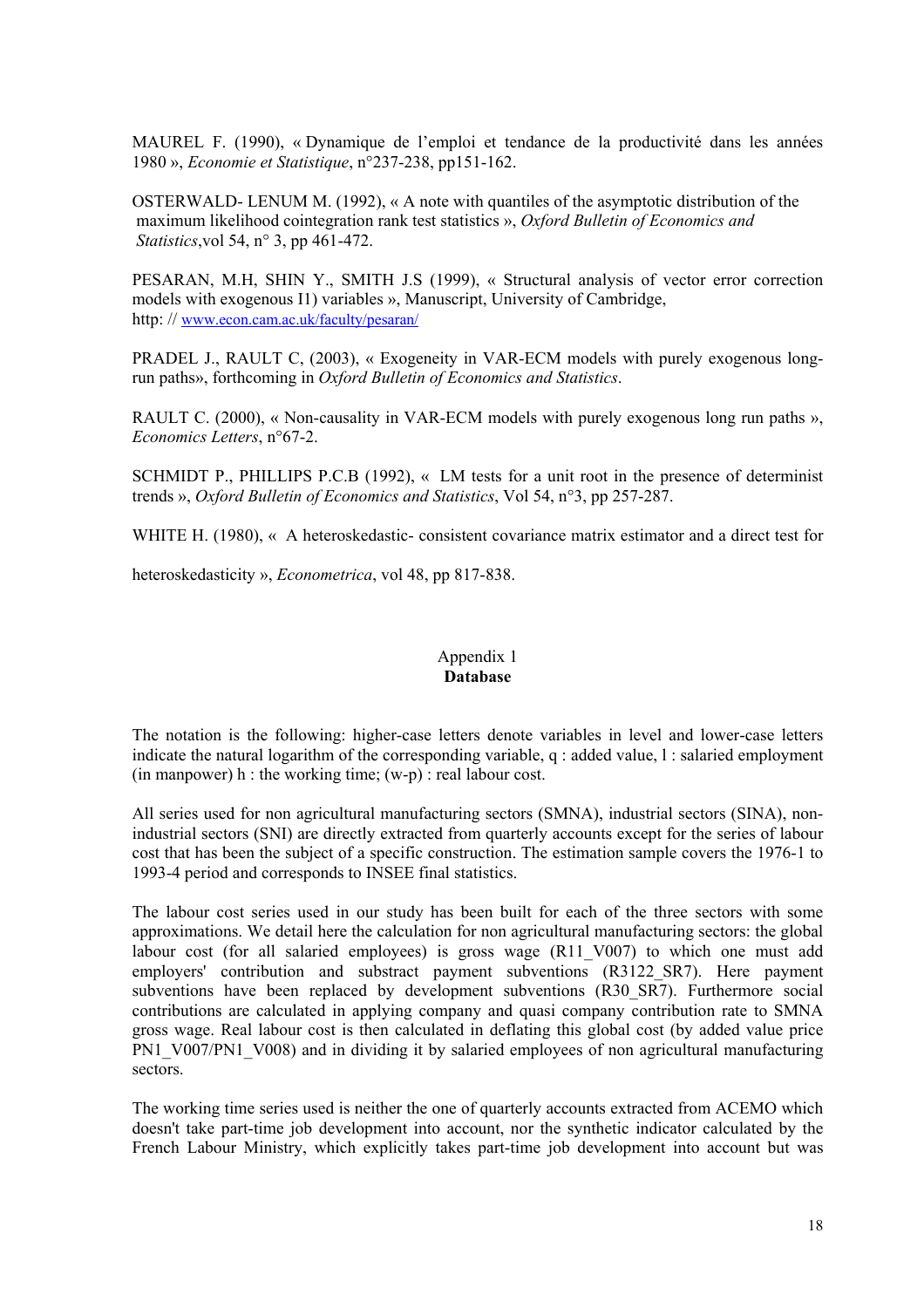MAUREL F. (1990), « Dynamique de l'emploi et tendance de la productivité dans les années 1980 », *Economie et Statistique*, n°237-238, pp151-162.

OSTERWALD- LENUM M. (1992), « A note with quantiles of the asymptotic distribution of the maximum likelihood cointegration rank test statistics », *Oxford Bulletin of Economics and Statistics*,vol 54, n° 3, pp 461-472.

PESARAN, M.H, SHIN Y., SMITH J.S (1999), « Structural analysis of vector error correction models with exogenous I1) variables », Manuscript, University of Cambridge, http: // www.econ.cam.ac.uk/faculty/pesaran/

PRADEL J., RAULT C, (2003), « Exogeneity in VAR-ECM models with purely exogenous long-run paths», forthcoming in *Oxford Bulletin of Economics and Statistics*.

RAULT C. (2000), « Non-causality in VAR-ECM models with purely exogenous long run paths », *Economics Letters*, n°67-2.

SCHMIDT P., PHILLIPS P.C.B (1992), « LM tests for a unit root in the presence of determinist trends », *Oxford Bulletin of Economics and Statistics*, Vol 54, n°3, pp 257-287.

WHITE H. (1980), « A heteroskedastic- consistent covariance matrix estimator and a direct test for heteroskedasticity », *Econometrica*, vol 48, pp 817-838.

## Appendix 1
## **Database**

The notation is the following: higher-case letters denote variables in level and lower-case letters indicate the natural logarithm of the corresponding variable, q : added value, l : salaried employment (in manpower) h : the working time; (w-p) : real labour cost.

All series used for non agricultural manufacturing sectors (SMNA), industrial sectors (SINA), non-industrial sectors (SNI) are directly extracted from quarterly accounts except for the series of labour cost that has been the subject of a specific construction. The estimation sample covers the 1976-1 to 1993-4 period and corresponds to INSEE final statistics.

The labour cost series used in our study has been built for each of the three sectors with some approximations. We detail here the calculation for non agricultural manufacturing sectors: the global labour cost (for all salaried employees) is gross wage (R11_V007) to which one must add employers' contribution and substract payment subventions (R3122_SR7). Here payment subventions have been replaced by development subventions (R30_SR7). Furthermore social contributions are calculated in applying company and quasi company contribution rate to SMNA gross wage. Real labour cost is then calculated in deflating this global cost (by added value price PN1_V007/PN1_V008) and in dividing it by salaried employees of non agricultural manufacturing sectors.

The working time series used is neither the one of quarterly accounts extracted from ACEMO which doesn't take part-time job development into account, nor the synthetic indicator calculated by the French Labour Ministry, which explicitly takes part-time job development into account but was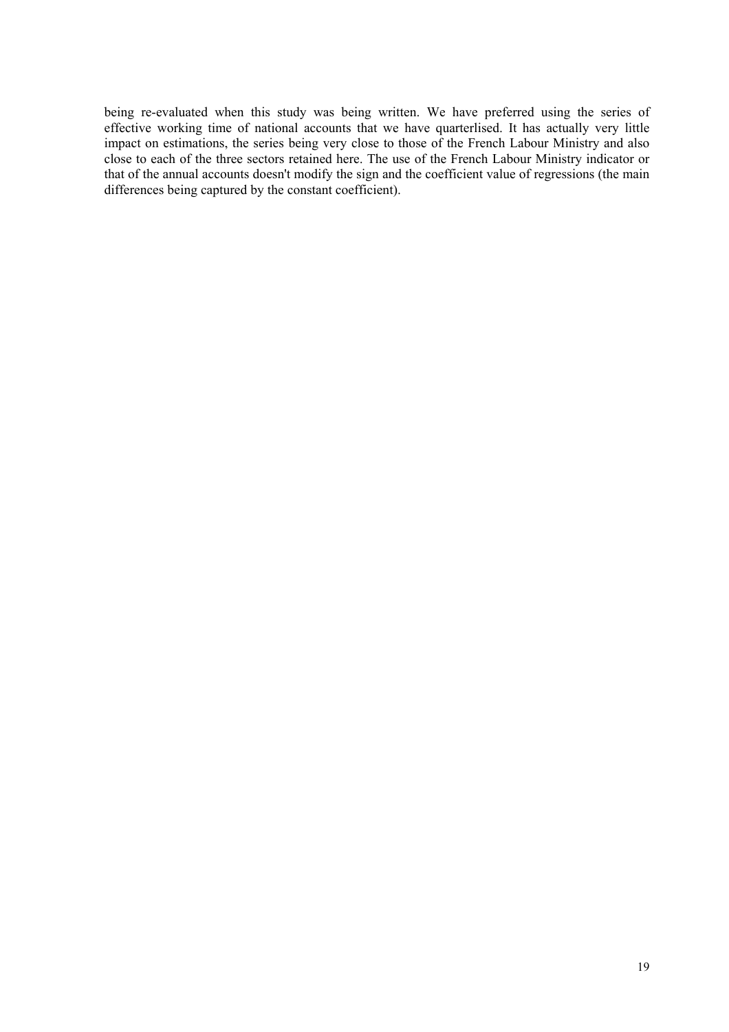being re-evaluated when this study was being written. We have preferred using the series of effective working time of national accounts that we have quarterlised. It has actually very little impact on estimations, the series being very close to those of the French Labour Ministry and also close to each of the three sectors retained here. The use of the French Labour Ministry indicator or that of the annual accounts doesn't modify the sign and the coefficient value of regressions (the main differences being captured by the constant coefficient).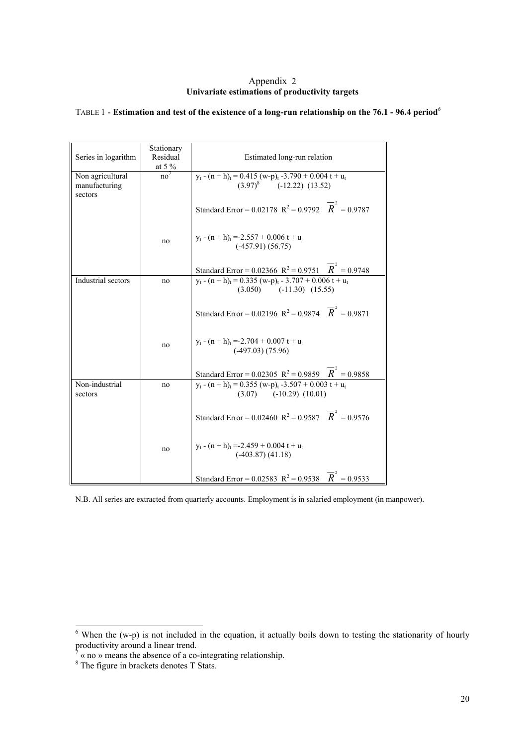## Appendix 2
### Univariate estimations of productivity targets

TABLE 1 - **Estimation and test of the existence of a long-run relationship on the 76.1 - 96.4 period**[6]

| Series in logarithm | Stationary Residual at 5 % | Estimated long-run relation |
|---|---|---|
| Non agricultural manufacturing sectors | no[7] | $y_t - (n+h)_t = 0.415\,(w\text{-}p)_t - 3.790 + 0.004\,t + u_t$ <br> $(3.97)$[8] $(-12.22)$ $(13.52)$ <br> Standard Error = 0.02178 $R^2 = 0.9792$ $\overline{R}^2 = 0.9787$ |
| | no | $y_t - (n+h)_t = -2.557 + 0.006\,t + u_t$ <br> $(-457.91)$ $(56.75)$ <br> Standard Error = 0.02366 $R^2 = 0.9751$ $\overline{R}^2 = 0.9748$ |
| Industrial sectors | no | $y_t - (n+h)_t = 0.335\,(w\text{-}p)_t - 3.707 + 0.006\,t + u_t$ <br> $(3.050)$ $(-11.30)$ $(15.55)$ <br> Standard Error = 0.02196 $R^2 = 0.9874$ $\overline{R}^2 = 0.9871$ |
| | no | $y_t - (n+h)_t = -2.704 + 0.007\,t + u_t$ <br> $(-497.03)$ $(75.96)$ <br> Standard Error = 0.02305 $R^2 = 0.9859$ $\overline{R}^2 = 0.9858$ |
| Non-industrial sectors | no | $y_t - (n+h)_t = 0.355\,(w\text{-}p)_t - 3.507 + 0.003\,t + u_t$ <br> $(3.07)$ $(-10.29)$ $(10.01)$ <br> Standard Error = 0.02460 $R^2 = 0.9587$ $\overline{R}^2 = 0.9576$ |
| | no | $y_t - (n+h)_t = -2.459 + 0.004\,t + u_t$ <br> $(-403.87)$ $(41.18)$ <br> Standard Error = 0.02583 $R^2 = 0.9538$ $\overline{R}^2 = 0.9533$ |

N.B. All series are extracted from quarterly accounts. Employment is in salaried employment (in manpower).

---

[6] When the (w-p) is not included in the equation, it actually boils down to testing the stationarity of hourly productivity around a linear trend.

[7] « no » means the absence of a co-integrating relationship.

[8] The figure in brackets denotes T Stats.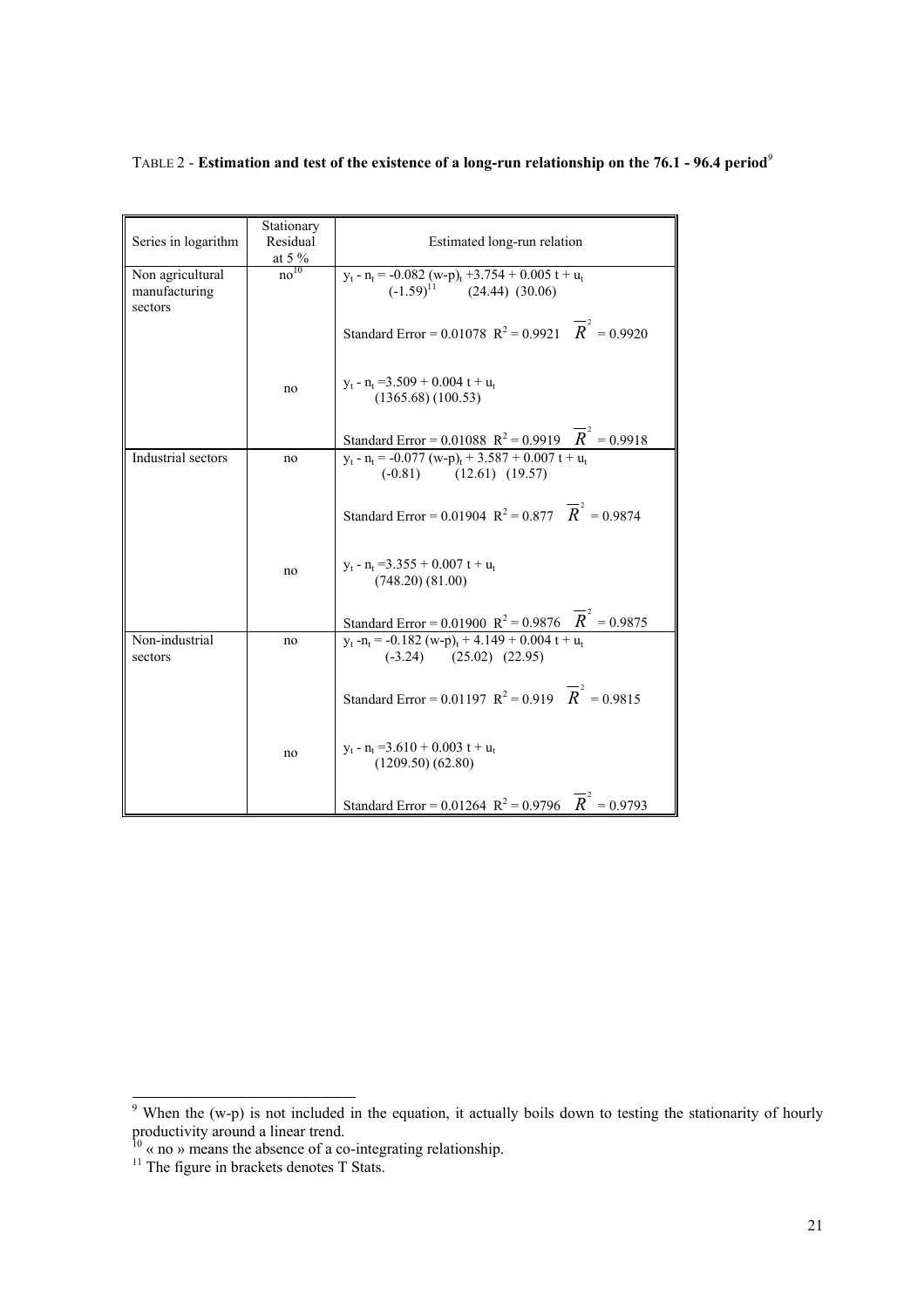TABLE 2 - **Estimation and test of the existence of a long-run relationship on the 76.1 - 96.4 period**[9]

| Series in logarithm | Stationary Residual at 5 % | Estimated long-run relation |
|---|---|---|
| Non agricultural manufacturing sectors | no[10] | $y_t - n_t = -0.082\ (w\text{-}p)_t + 3.754 + 0.005\ t + u_t$ <br> (-1.59)[11] (24.44) (30.06) <br> Standard Error = 0.01078 $R^2 = 0.9921$ $\overline{R}^2 = 0.9920$ |
| | no | $y_t - n_t = 3.509 + 0.004\ t + u_t$ <br> (1365.68) (100.53) <br> Standard Error = 0.01088 $R^2 = 0.9919$ $\overline{R}^2 = 0.9918$ |
| Industrial sectors | no | $y_t - n_t = -0.077\ (w\text{-}p)_t + 3.587 + 0.007\ t + u_t$ <br> (-0.81) (12.61) (19.57) <br> Standard Error = 0.01904 $R^2 = 0.877$ $\overline{R}^2 = 0.9874$ |
| | no | $y_t - n_t = 3.355 + 0.007\ t + u_t$ <br> (748.20) (81.00) <br> Standard Error = 0.01900 $R^2 = 0.9876$ $\overline{R}^2 = 0.9875$ |
| Non-industrial sectors | no | $y_t - n_t = -0.182\ (w\text{-}p)_t + 4.149 + 0.004\ t + u_t$ <br> (-3.24) (25.02) (22.95) <br> Standard Error = 0.01197 $R^2 = 0.919$ $\overline{R}^2 = 0.9815$ |
| | no | $y_t - n_t = 3.610 + 0.003\ t + u_t$ <br> (1209.50) (62.80) <br> Standard Error = 0.01264 $R^2 = 0.9796$ $\overline{R}^2 = 0.9793$ |

[9] When the (w-p) is not included in the equation, it actually boils down to testing the stationarity of hourly productivity around a linear trend.

[10] « no » means the absence of a co-integrating relationship.

[11] The figure in brackets denotes T Stats.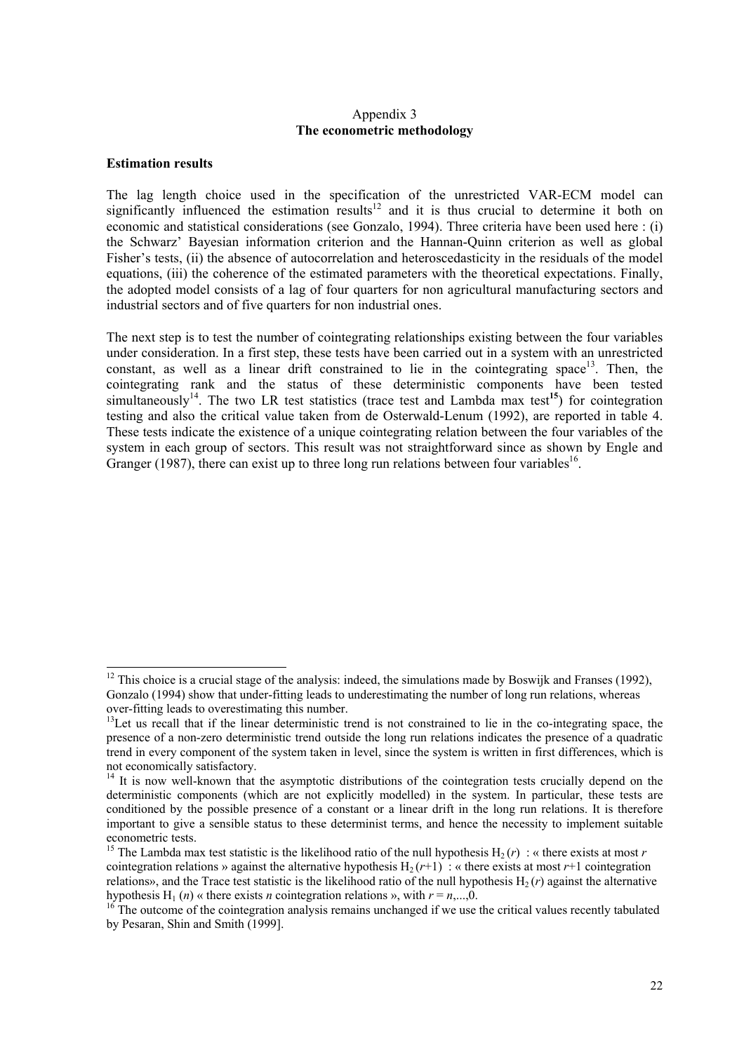## Appendix 3
## The econometric methodology

**Estimation results**

The lag length choice used in the specification of the unrestricted VAR-ECM model can significantly influenced the estimation results[12] and it is thus crucial to determine it both on economic and statistical considerations (see Gonzalo, 1994). Three criteria have been used here : (i) the Schwarz' Bayesian information criterion and the Hannan-Quinn criterion as well as global Fisher's tests, (ii) the absence of autocorrelation and heteroscedasticity in the residuals of the model equations, (iii) the coherence of the estimated parameters with the theoretical expectations. Finally, the adopted model consists of a lag of four quarters for non agricultural manufacturing sectors and industrial sectors and of five quarters for non industrial ones.

The next step is to test the number of cointegrating relationships existing between the four variables under consideration. In a first step, these tests have been carried out in a system with an unrestricted constant, as well as a linear drift constrained to lie in the cointegrating space[13]. Then, the cointegrating rank and the status of these deterministic components have been tested simultaneously[14]. The two LR test statistics (trace test and Lambda max test[15]) for cointegration testing and also the critical value taken from de Osterwald-Lenum (1992), are reported in table 4. These tests indicate the existence of a unique cointegrating relation between the four variables of the system in each group of sectors. This result was not straightforward since as shown by Engle and Granger (1987), there can exist up to three long run relations between four variables[16].

---

[12] This choice is a crucial stage of the analysis: indeed, the simulations made by Boswijk and Franses (1992), Gonzalo (1994) show that under-fitting leads to underestimating the number of long run relations, whereas over-fitting leads to overestimating this number.

[13] Let us recall that if the linear deterministic trend is not constrained to lie in the co-integrating space, the presence of a non-zero deterministic trend outside the long run relations indicates the presence of a quadratic trend in every component of the system taken in level, since the system is written in first differences, which is not economically satisfactory.

[14] It is now well-known that the asymptotic distributions of the cointegration tests crucially depend on the deterministic components (which are not explicitly modelled) in the system. In particular, these tests are conditioned by the possible presence of a constant or a linear drift in the long run relations. It is therefore important to give a sensible status to these determinist terms, and hence the necessity to implement suitable econometric tests.

[15] The Lambda max test statistic is the likelihood ratio of the null hypothesis $H_2(r)$ : « there exists at most $r$ cointegration relations » against the alternative hypothesis $H_2(r+1)$ : « there exists at most $r$+1 cointegration relations», and the Trace test statistic is the likelihood ratio of the null hypothesis $H_2(r)$ against the alternative hypothesis $H_1(n)$ « there exists $n$ cointegration relations », with $r = n,...,0$.

[16] The outcome of the cointegration analysis remains unchanged if we use the critical values recently tabulated by Pesaran, Shin and Smith (1999].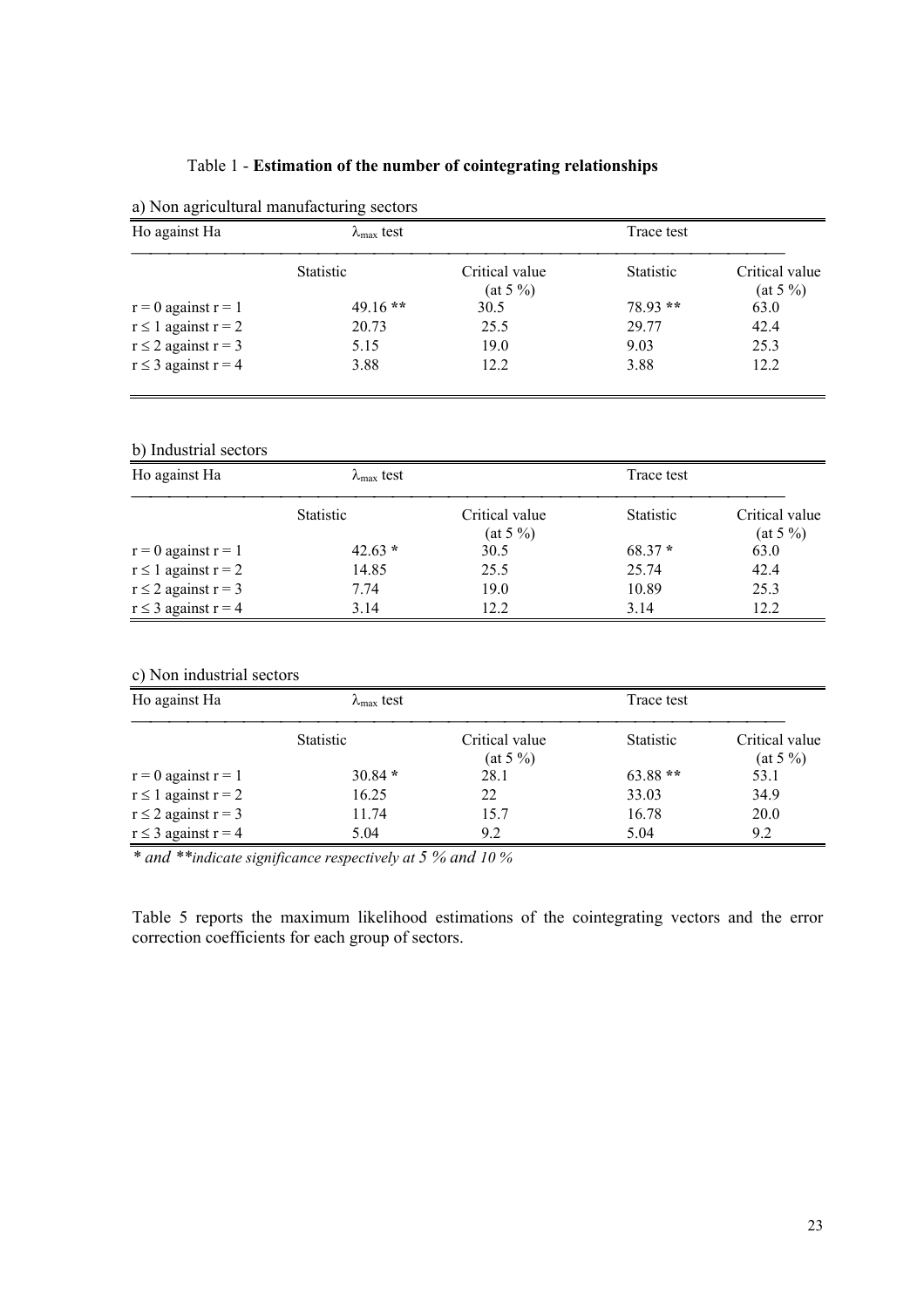Table 1 - **Estimation of the number of cointegrating relationships**

a) Non agricultural manufacturing sectors

| Ho against Ha | $\lambda_{max}$ test | | Trace test | |
|---|---|---|---|---|
| | Statistic | Critical value (at 5 %) | Statistic | Critical value (at 5 %) |
| r = 0 against r = 1 | 49.16 ** | 30.5 | 78.93 ** | 63.0 |
| r ≤ 1 against r = 2 | 20.73 | 25.5 | 29.77 | 42.4 |
| r ≤ 2 against r = 3 | 5.15 | 19.0 | 9.03 | 25.3 |
| r ≤ 3 against r = 4 | 3.88 | 12.2 | 3.88 | 12.2 |

b) Industrial sectors

| Ho against Ha | $\lambda_{max}$ test | | Trace test | |
|---|---|---|---|---|
| | Statistic | Critical value (at 5 %) | Statistic | Critical value (at 5 %) |
| r = 0 against r = 1 | 42.63 * | 30.5 | 68.37 * | 63.0 |
| r ≤ 1 against r = 2 | 14.85 | 25.5 | 25.74 | 42.4 |
| r ≤ 2 against r = 3 | 7.74 | 19.0 | 10.89 | 25.3 |
| r ≤ 3 against r = 4 | 3.14 | 12.2 | 3.14 | 12.2 |

c) Non industrial sectors

| Ho against Ha | $\lambda_{max}$ test | | Trace test | |
|---|---|---|---|---|
| | Statistic | Critical value (at 5 %) | Statistic | Critical value (at 5 %) |
| r = 0 against r = 1 | 30.84 * | 28.1 | 63.88 ** | 53.1 |
| r ≤ 1 against r = 2 | 16.25 | 22 | 33.03 | 34.9 |
| r ≤ 2 against r = 3 | 11.74 | 15.7 | 16.78 | 20.0 |
| r ≤ 3 against r = 4 | 5.04 | 9.2 | 5.04 | 9.2 |

*\* and \*\*indicate significance respectively at 5 % and 10 %*

Table 5 reports the maximum likelihood estimations of the cointegrating vectors and the error correction coefficients for each group of sectors.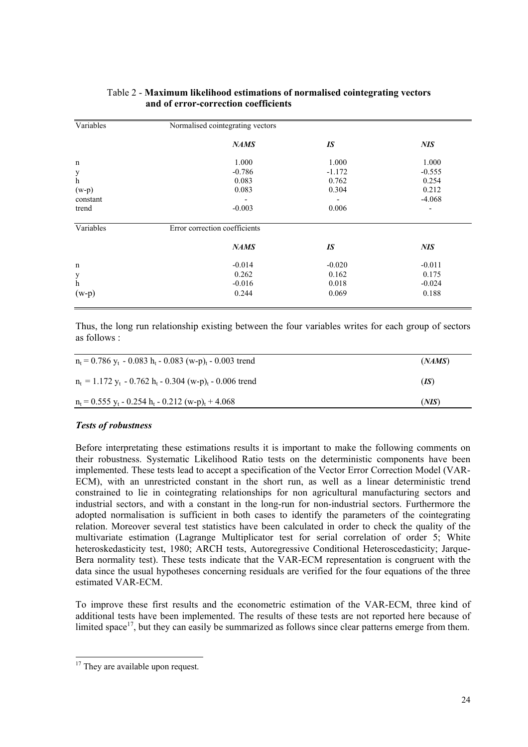Table 2 - **Maximum likelihood estimations of normalised cointegrating vectors and of error-correction coefficients**

| Variables | Normalised cointegrating vectors | | |
|---|---|---|---|
| | ***NAMS*** | ***IS*** | ***NIS*** |
| n | 1.000 | 1.000 | 1.000 |
| y | -0.786 | -1.172 | -0.555 |
| h | 0.083 | 0.762 | 0.254 |
| (w-p) | 0.083 | 0.304 | 0.212 |
| constant | - | - | -4.068 |
| trend | -0.003 | 0.006 | - |
| **Variables** | **Error correction coefficients** | | |
| | ***NAMS*** | ***IS*** | ***NIS*** |
| n | -0.014 | -0.020 | -0.011 |
| y | 0.262 | 0.162 | 0.175 |
| h | -0.016 | 0.018 | -0.024 |
| (w-p) | 0.244 | 0.069 | 0.188 |

Thus, the long run relationship existing between the four variables writes for each group of sectors as follows :

| | |
|---|---|
| $n_t = 0.786\, y_t - 0.083\, h_t - 0.083\, (w\text{-}p)_t - 0.003$ trend | (***NAMS***) |
| $n_t = 1.172\, y_t - 0.762\, h_t - 0.304\, (w\text{-}p)_t - 0.006$ trend | (***IS***) |
| $n_t = 0.555\, y_t - 0.254\, h_t - 0.212\, (w\text{-}p)_t + 4.068$ | (***NIS***) |

### *Tests of robustness*

Before interpreting these estimations results it is important to make the following comments on their robustness. Systematic Likelihood Ratio tests on the deterministic components have been implemented. These tests lead to accept a specification of the Vector Error Correction Model (VAR-ECM), with an unrestricted constant in the short run, as well as a linear deterministic trend constrained to lie in cointegrating relationships for non agricultural manufacturing sectors and industrial sectors, and with a constant in the long-run for non-industrial sectors. Furthermore the adopted normalisation is sufficient in both cases to identify the parameters of the cointegrating relation. Moreover several test statistics have been calculated in order to check the quality of the multivariate estimation (Lagrange Multiplicator test for serial correlation of order 5; White heteroskedasticity test, 1980; ARCH tests, Autoregressive Conditional Heteroscedasticity; Jarque-Bera normality test). These tests indicate that the VAR-ECM representation is congruent with the data since the usual hypotheses concerning residuals are verified for the four equations of the three estimated VAR-ECM.

To improve these first results and the econometric estimation of the VAR-ECM, three kind of additional tests have been implemented. The results of these tests are not reported here because of limited space[17], but they can easily be summarized as follows since clear patterns emerge from them.

[17] They are available upon request.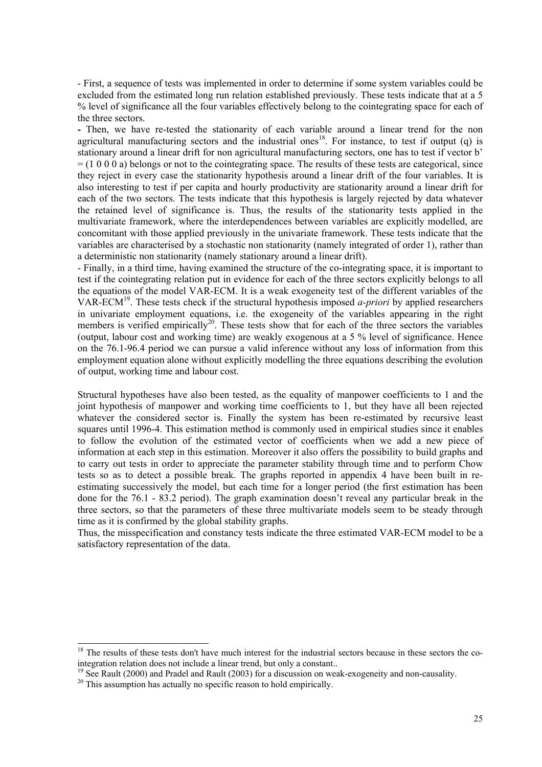- First, a sequence of tests was implemented in order to determine if some system variables could be excluded from the estimated long run relation established previously. These tests indicate that at a 5 % level of significance all the four variables effectively belong to the cointegrating space for each of the three sectors.

**-** Then, we have re-tested the stationarity of each variable around a linear trend for the non agricultural manufacturing sectors and the industrial ones[18]. For instance, to test if output (q) is stationary around a linear drift for non agricultural manufacturing sectors, one has to test if vector b' = (1 0 0 0 a) belongs or not to the cointegrating space. The results of these tests are categorical, since they reject in every case the stationarity hypothesis around a linear drift of the four variables. It is also interesting to test if per capita and hourly productivity are stationarity around a linear drift for each of the two sectors. The tests indicate that this hypothesis is largely rejected by data whatever the retained level of significance is. Thus, the results of the stationarity tests applied in the multivariate framework, where the interdependences between variables are explicitly modelled, are concomitant with those applied previously in the univariate framework. These tests indicate that the variables are characterised by a stochastic non stationarity (namely integrated of order 1), rather than a deterministic non stationarity (namely stationary around a linear drift).

- Finally, in a third time, having examined the structure of the co-integrating space, it is important to test if the cointegrating relation put in evidence for each of the three sectors explicitly belongs to all the equations of the model VAR-ECM. It is a weak exogeneity test of the different variables of the VAR-ECM[19]. These tests check if the structural hypothesis imposed *a-priori* by applied researchers in univariate employment equations, i.e. the exogeneity of the variables appearing in the right members is verified empirically[20]. These tests show that for each of the three sectors the variables (output, labour cost and working time) are weakly exogenous at a 5 % level of significance. Hence on the 76.1-96.4 period we can pursue a valid inference without any loss of information from this employment equation alone without explicitly modelling the three equations describing the evolution of output, working time and labour cost.

Structural hypotheses have also been tested, as the equality of manpower coefficients to 1 and the joint hypothesis of manpower and working time coefficients to 1, but they have all been rejected whatever the considered sector is. Finally the system has been re-estimated by recursive least squares until 1996-4. This estimation method is commonly used in empirical studies since it enables to follow the evolution of the estimated vector of coefficients when we add a new piece of information at each step in this estimation. Moreover it also offers the possibility to build graphs and to carry out tests in order to appreciate the parameter stability through time and to perform Chow tests so as to detect a possible break. The graphs reported in appendix 4 have been built in re-estimating successively the model, but each time for a longer period (the first estimation has been done for the 76.1 - 83.2 period). The graph examination doesn't reveal any particular break in the three sectors, so that the parameters of these three multivariate models seem to be steady through time as it is confirmed by the global stability graphs.

Thus, the misspecification and constancy tests indicate the three estimated VAR-ECM model to be a satisfactory representation of the data.

---

[18] The results of these tests don't have much interest for the industrial sectors because in these sectors the co-integration relation does not include a linear trend, but only a constant..

[19] See Rault (2000) and Pradel and Rault (2003) for a discussion on weak-exogeneity and non-causality.

[20] This assumption has actually no specific reason to hold empirically.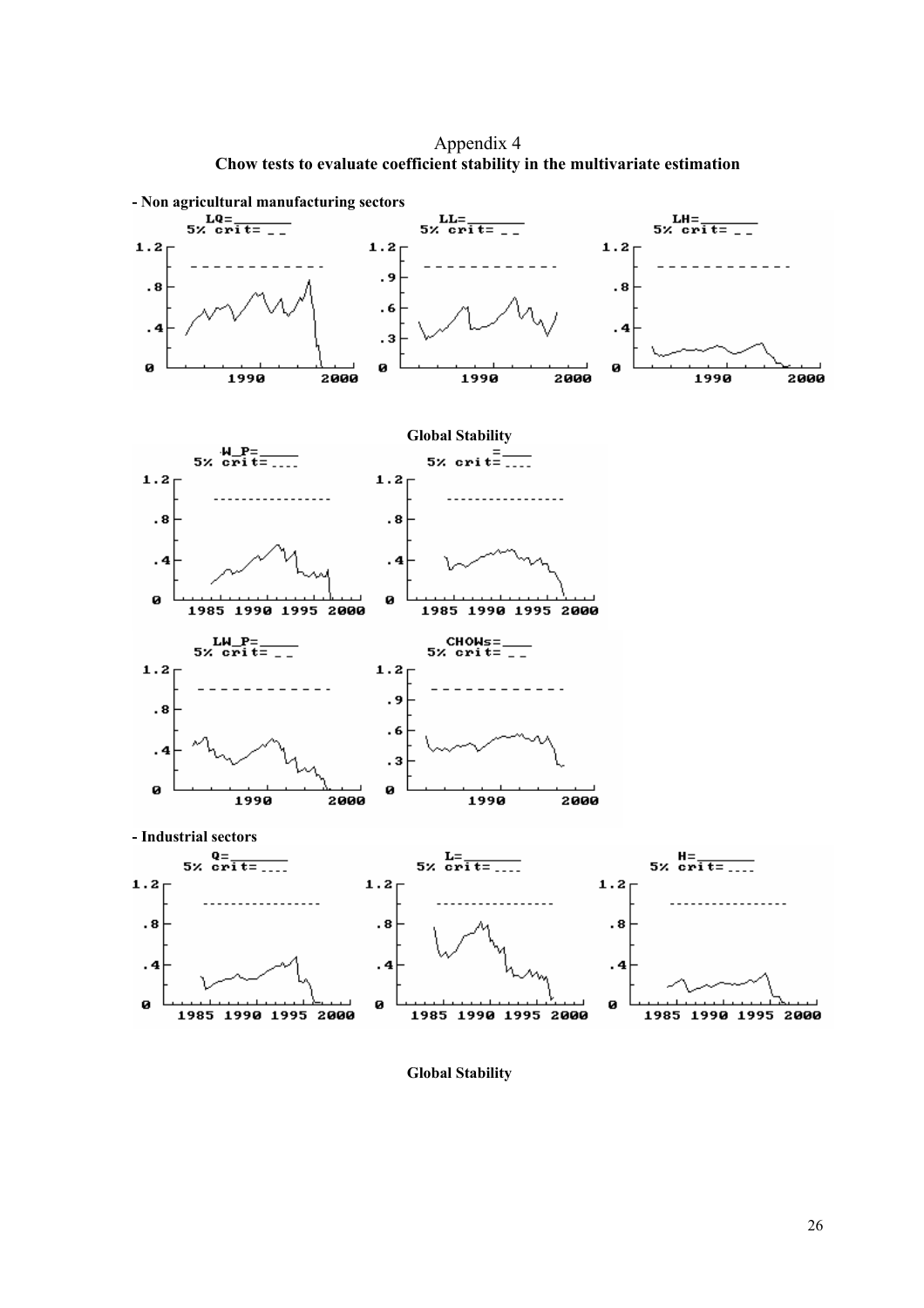Appendix 4

**Chow tests to evaluate coefficient stability in the multivariate estimation**

**- Non agricultural manufacturing sectors**

**Global Stability**

**- Industrial sectors**

**Global Stability**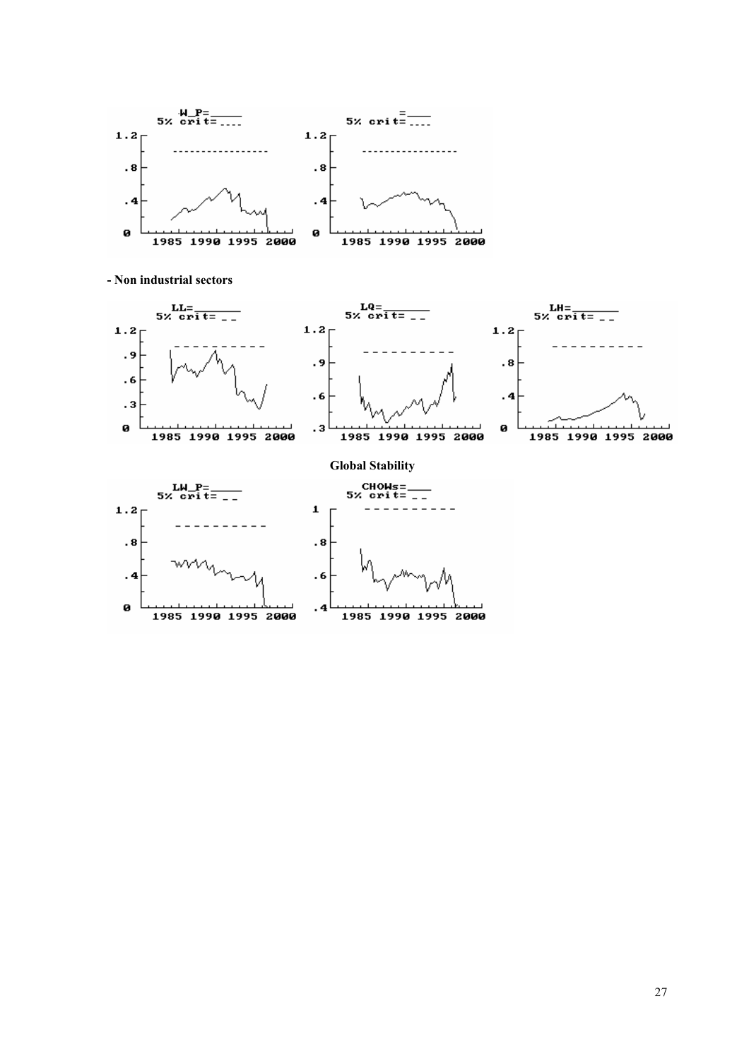- **Non industrial sectors**

**Global Stability**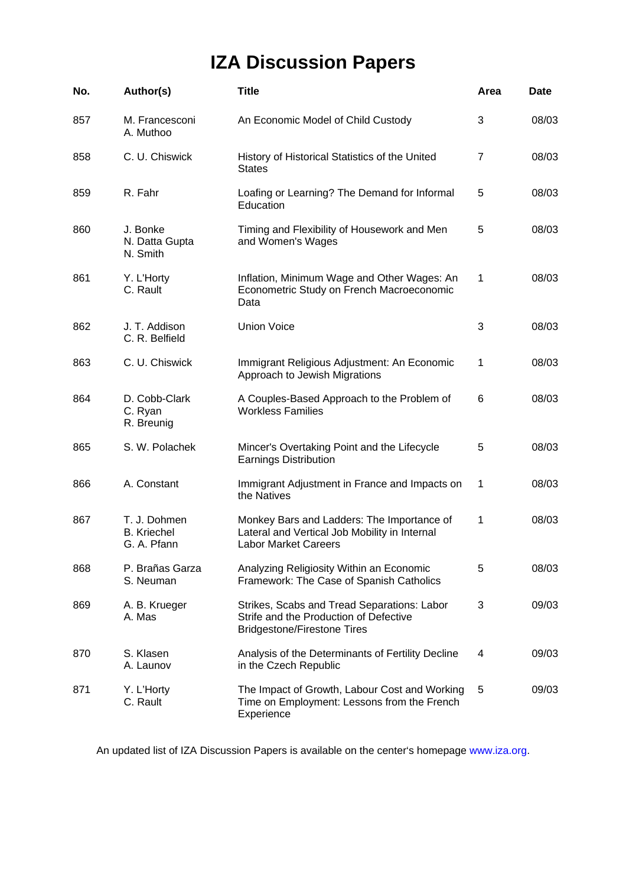# IZA Discussion Papers

| No. | Author(s) | Title | Area | Date |
|---|---|---|---|---|
| 857 | M. Francesconi<br>A. Muthoo | An Economic Model of Child Custody | 3 | 08/03 |
| 858 | C. U. Chiswick | History of Historical Statistics of the United States | 7 | 08/03 |
| 859 | R. Fahr | Loafing or Learning? The Demand for Informal Education | 5 | 08/03 |
| 860 | J. Bonke<br>N. Datta Gupta<br>N. Smith | Timing and Flexibility of Housework and Men and Women's Wages | 5 | 08/03 |
| 861 | Y. L'Horty<br>C. Rault | Inflation, Minimum Wage and Other Wages: An Econometric Study on French Macroeconomic Data | 1 | 08/03 |
| 862 | J. T. Addison<br>C. R. Belfield | Union Voice | 3 | 08/03 |
| 863 | C. U. Chiswick | Immigrant Religious Adjustment: An Economic Approach to Jewish Migrations | 1 | 08/03 |
| 864 | D. Cobb-Clark<br>C. Ryan<br>R. Breunig | A Couples-Based Approach to the Problem of Workless Families | 6 | 08/03 |
| 865 | S. W. Polachek | Mincer's Overtaking Point and the Lifecycle Earnings Distribution | 5 | 08/03 |
| 866 | A. Constant | Immigrant Adjustment in France and Impacts on the Natives | 1 | 08/03 |
| 867 | T. J. Dohmen<br>B. Kriechel<br>G. A. Pfann | Monkey Bars and Ladders: The Importance of Lateral and Vertical Job Mobility in Internal Labor Market Careers | 1 | 08/03 |
| 868 | P. Brañas Garza<br>S. Neuman | Analyzing Religiosity Within an Economic Framework: The Case of Spanish Catholics | 5 | 08/03 |
| 869 | A. B. Krueger<br>A. Mas | Strikes, Scabs and Tread Separations: Labor Strife and the Production of Defective Bridgestone/Firestone Tires | 3 | 09/03 |
| 870 | S. Klasen<br>A. Launov | Analysis of the Determinants of Fertility Decline in the Czech Republic | 4 | 09/03 |
| 871 | Y. L'Horty<br>C. Rault | The Impact of Growth, Labour Cost and Working Time on Employment: Lessons from the French Experience | 5 | 09/03 |

An updated list of IZA Discussion Papers is available on the center's homepage www.iza.org.